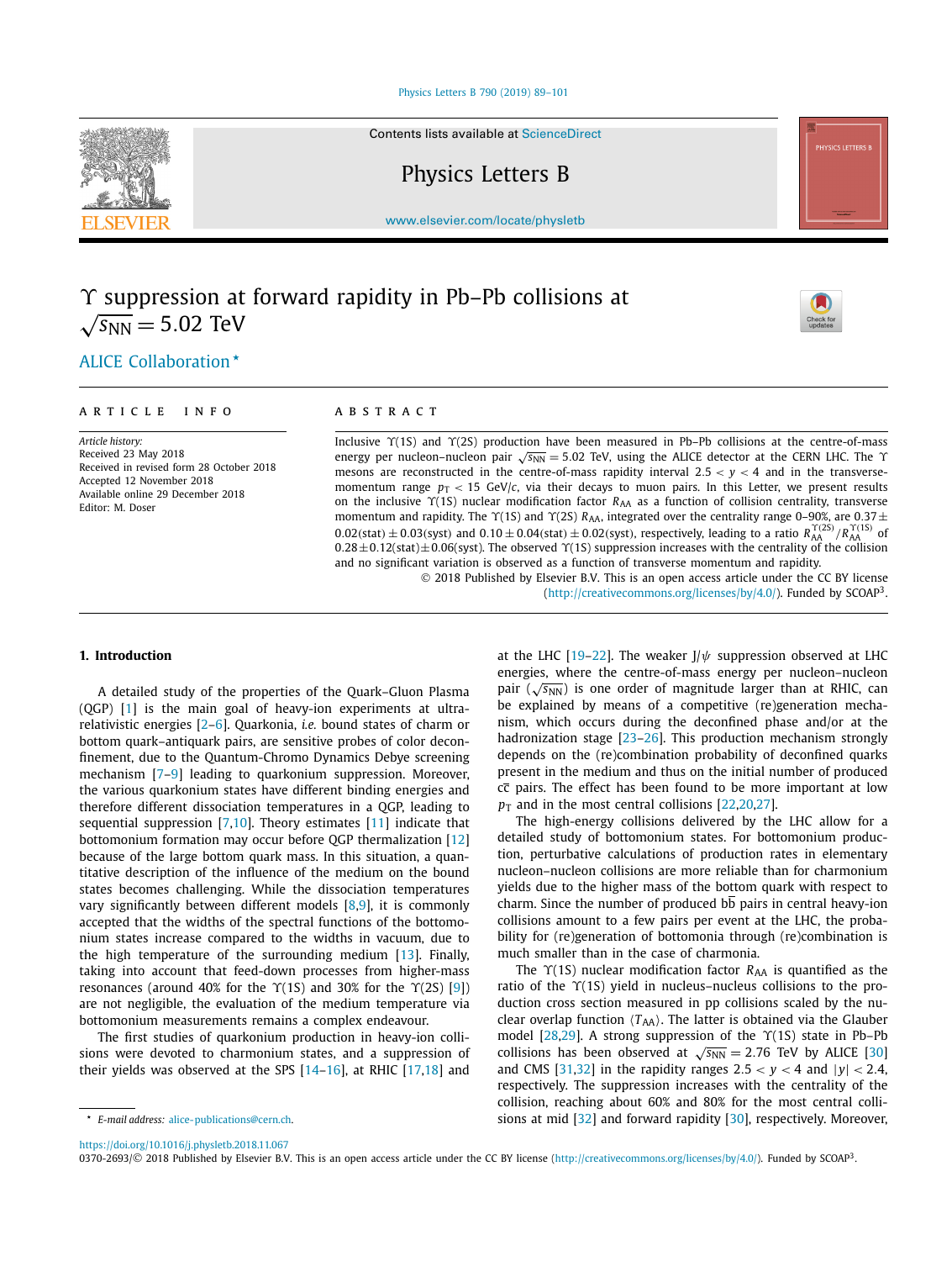# $\Upsilon$ suppression at forward rapidity in Pb–Pb collisions at $\sqrt{s_{\rm NN}} = 5.02$ TeV

ALICE Collaboration *

**ARTICLE INFO**

*Article history:*
Received 23 May 2018
Received in revised form 28 October 2018
Accepted 12 November 2018
Available online 29 December 2018
Editor: M. Doser

**ABSTRACT**

Inclusive $\Upsilon(1S)$ and $\Upsilon(2S)$ production have been measured in Pb–Pb collisions at the centre-of-mass energy per nucleon–nucleon pair $\sqrt{s_{\rm NN}} = 5.02$ TeV, using the ALICE detector at the CERN LHC. The $\Upsilon$ mesons are reconstructed in the centre-of-mass rapidity interval $2.5 < y < 4$ and in the transverse-momentum range $p_{\rm T} < 15$ GeV/$c$, via their decays to muon pairs. In this Letter, we present results on the inclusive $\Upsilon(1S)$ nuclear modification factor $R_{\rm AA}$ as a function of collision centrality, transverse momentum and rapidity. The $\Upsilon(1S)$ and $\Upsilon(2S)$ $R_{\rm AA}$, integrated over the centrality range 0–90%, are $0.37 \pm 0.02({\rm stat}) \pm 0.03({\rm syst})$ and $0.10 \pm 0.04({\rm stat}) \pm 0.02({\rm syst})$, respectively, leading to a ratio $R_{\rm AA}^{\Upsilon(2S)}/R_{\rm AA}^{\Upsilon(1S)}$ of $0.28 \pm 0.12({\rm stat}) \pm 0.06({\rm syst})$. The observed $\Upsilon(1S)$ suppression increases with the centrality of the collision and no significant variation is observed as a function of transverse momentum and rapidity.

© 2018 Published by Elsevier B.V. This is an open access article under the CC BY license (http://creativecommons.org/licenses/by/4.0/). Funded by SCOAP[3].

## 1. Introduction

A detailed study of the properties of the Quark–Gluon Plasma (QGP) [1] is the main goal of heavy-ion experiments at ultra-relativistic energies [2–6]. Quarkonia, *i.e.* bound states of charm or bottom quark–antiquark pairs, are sensitive probes of color deconfinement, due to the Quantum-Chromo Dynamics Debye screening mechanism [7–9] leading to quarkonium suppression. Moreover, the various quarkonium states have different binding energies and therefore different dissociation temperatures in a QGP, leading to sequential suppression [7,10]. Theory estimates [11] indicate that bottomonium formation may occur before QGP thermalization [12] because of the large bottom quark mass. In this situation, a quantitative description of the influence of the medium on the bound states becomes challenging. While the dissociation temperatures vary significantly between different models [8,9], it is commonly accepted that the widths of the spectral functions of the bottomonium states increase compared to the widths in vacuum, due to the high temperature of the surrounding medium [13]. Finally, taking into account that feed-down processes from higher-mass resonances (around 40% for the $\Upsilon(1S)$ and 30% for the $\Upsilon(2S)$ [9]) are not negligible, the evaluation of the medium temperature via bottomonium measurements remains a complex endeavour.

The first studies of quarkonium production in heavy-ion collisions were devoted to charmonium states, and a suppression of their yields was observed at the SPS [14–16], at RHIC [17,18] and at the LHC [19–22]. The weaker J/$\psi$ suppression observed at LHC energies, where the centre-of-mass energy per nucleon–nucleon pair ($\sqrt{s_{\rm NN}}$) is one order of magnitude larger than at RHIC, can be explained by means of a competitive (re)generation mechanism, which occurs during the deconfined phase and/or at the hadronization stage [23–26]. This production mechanism strongly depends on the (re)combination probability of deconfined quarks present in the medium and thus on the initial number of produced $c\bar{c}$ pairs. The effect has been found to be more important at low $p_{\rm T}$ and in the most central collisions [22,20,27].

The high-energy collisions delivered by the LHC allow for a detailed study of bottomonium states. For bottomonium production, perturbative calculations of production rates in elementary nucleon–nucleon collisions are more reliable than for charmonium yields due to the higher mass of the bottom quark with respect to charm. Since the number of produced $b\bar{b}$ pairs in central heavy-ion collisions amount to a few pairs per event at the LHC, the probability for (re)generation of bottomonia through (re)combination is much smaller than in the case of charmonia.

The $\Upsilon(1S)$ nuclear modification factor $R_{\rm AA}$ is quantified as the ratio of the $\Upsilon(1S)$ yield in nucleus–nucleus collisions to the production cross section measured in pp collisions scaled by the nuclear overlap function $\langle T_{\rm AA}\rangle$. The latter is obtained via the Glauber model [28,29]. A strong suppression of the $\Upsilon(1S)$ state in Pb–Pb collisions has been observed at $\sqrt{s_{\rm NN}} = 2.76$ TeV by ALICE [30] and CMS [31,32] in the rapidity ranges $2.5 < y < 4$ and $|y| < 2.4$, respectively. The suppression increases with the centrality of the collision, reaching about 60% and 80% for the most central collisions at mid [32] and forward rapidity [30], respectively. Moreover,

* E-mail address: alice-publications@cern.ch.

https://doi.org/10.1016/j.physletb.2018.11.067
0370-2693/© 2018 Published by Elsevier B.V. This is an open access article under the CC BY license (http://creativecommons.org/licenses/by/4.0/). Funded by SCOAP[3].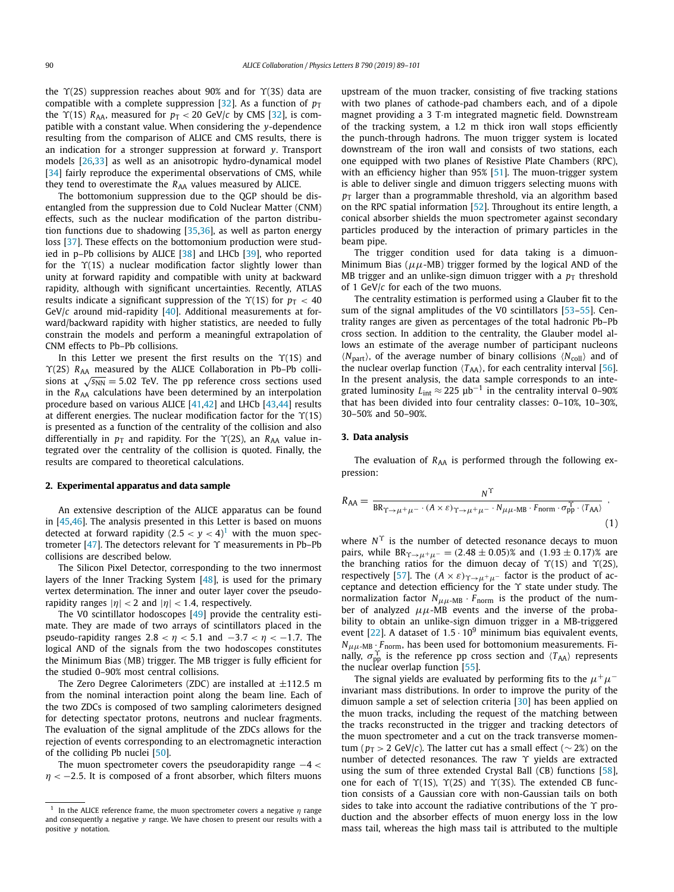the $\Upsilon(2S)$ suppression reaches about 90% and for $\Upsilon(3S)$ data are compatible with a complete suppression [32]. As a function of $p_T$ the $\Upsilon(1S)$ $R_{AA}$, measured for $p_T < 20$ GeV/$c$ by CMS [32], is compatible with a constant value. When considering the $y$-dependence resulting from the comparison of ALICE and CMS results, there is an indication for a stronger suppression at forward $y$. Transport models [26,33] as well as an anisotropic hydro-dynamical model [34] fairly reproduce the experimental observations of CMS, while they tend to overestimate the $R_{AA}$ values measured by ALICE.

The bottomonium suppression due to the QGP should be disentangled from the suppression due to Cold Nuclear Matter (CNM) effects, such as the nuclear modification of the parton distribution functions due to shadowing [35,36], as well as parton energy loss [37]. These effects on the bottomonium production were studied in p–Pb collisions by ALICE [38] and LHCb [39], who reported for the $\Upsilon(1S)$ a nuclear modification factor slightly lower than unity at forward rapidity and compatible with unity at backward rapidity, although with significant uncertainties. Recently, ATLAS results indicate a significant suppression of the $\Upsilon(1S)$ for $p_T < 40$ GeV/$c$ around mid-rapidity [40]. Additional measurements at forward/backward rapidity with higher statistics, are needed to fully constrain the models and perform a meaningful extrapolation of CNM effects to Pb–Pb collisions.

In this Letter we present the first results on the $\Upsilon(1S)$ and $\Upsilon(2S)$ $R_{AA}$ measured by the ALICE Collaboration in Pb–Pb collisions at $\sqrt{s_{NN}} = 5.02$ TeV. The pp reference cross sections used in the $R_{AA}$ calculations have been determined by an interpolation procedure based on various ALICE [41,42] and LHCb [43,44] results at different energies. The nuclear modification factor for the $\Upsilon(1S)$ is presented as a function of the centrality of the collision and also differentially in $p_T$ and rapidity. For the $\Upsilon(2S)$, an $R_{AA}$ value integrated over the centrality of the collision is quoted. Finally, the results are compared to theoretical calculations.

## 2. Experimental apparatus and data sample

An extensive description of the ALICE apparatus can be found in [45,46]. The analysis presented in this Letter is based on muons detected at forward rapidity ($2.5 < y < 4$)[1] with the muon spectrometer [47]. The detectors relevant for $\Upsilon$ measurements in Pb–Pb collisions are described below.

The Silicon Pixel Detector, corresponding to the two innermost layers of the Inner Tracking System [48], is used for the primary vertex determination. The inner and outer layer cover the pseudo-rapidity ranges $|\eta| < 2$ and $|\eta| < 1.4$, respectively.

The V0 scintillator hodoscopes [49] provide the centrality estimate. They are made of two arrays of scintillators placed in the pseudo-rapidity ranges $2.8 < \eta < 5.1$ and $-3.7 < \eta < -1.7$. The logical AND of the signals from the two hodoscopes constitutes the Minimum Bias (MB) trigger. The MB trigger is fully efficient for the studied 0–90% most central collisions.

The Zero Degree Calorimeters (ZDC) are installed at $\pm 112.5$ m from the nominal interaction point along the beam line. Each of the two ZDCs is composed of two sampling calorimeters designed for detecting spectator protons, neutrons and nuclear fragments. The evaluation of the signal amplitude of the ZDCs allows for the rejection of events corresponding to an electromagnetic interaction of the colliding Pb nuclei [50].

The muon spectrometer covers the pseudorapidity range $-4 < \eta < -2.5$. It is composed of a front absorber, which filters muons upstream of the muon tracker, consisting of five tracking stations with two planes of cathode-pad chambers each, and of a dipole magnet providing a 3 T·m integrated magnetic field. Downstream of the tracking system, a 1.2 m thick iron wall stops efficiently the punch-through hadrons. The muon trigger system is located downstream of the iron wall and consists of two stations, each one equipped with two planes of Resistive Plate Chambers (RPC), with an efficiency higher than 95% [51]. The muon-trigger system is able to deliver single and dimuon triggers selecting muons with $p_T$ larger than a programmable threshold, via an algorithm based on the RPC spatial information [52]. Throughout its entire length, a conical absorber shields the muon spectrometer against secondary particles produced by the interaction of primary particles in the beam pipe.

The trigger condition used for data taking is a dimuon-Minimum Bias ($\mu\mu$-MB) trigger formed by the logical AND of the MB trigger and an unlike-sign dimuon trigger with a $p_T$ threshold of 1 GeV/$c$ for each of the two muons.

The centrality estimation is performed using a Glauber fit to the sum of the signal amplitudes of the V0 scintillators [53–55]. Centrality ranges are given as percentages of the total hadronic Pb–Pb cross section. In addition to the centrality, the Glauber model allows an estimate of the average number of participant nucleons $\langle N_{part}\rangle$, of the average number of binary collisions $\langle N_{coll}\rangle$ and of the nuclear overlap function $\langle T_{AA}\rangle$, for each centrality interval [56]. In the present analysis, the data sample corresponds to an integrated luminosity $L_{int} \approx 225$ μb$^{-1}$ in the centrality interval 0–90% that has been divided into four centrality classes: 0–10%, 10–30%, 30–50% and 50–90%.

## 3. Data analysis

The evaluation of $R_{AA}$ is performed through the following expression:

$$R_{AA} = \frac{N^{\Upsilon}}{\mathrm{BR}_{\Upsilon\to\mu^+\mu^-} \cdot (A\times\varepsilon)_{\Upsilon\to\mu^+\mu^-} \cdot N_{\mu\mu\text{-MB}} \cdot F_{\mathrm{norm}} \cdot \sigma_{\mathrm{pp}}^{\Upsilon} \cdot \langle T_{AA}\rangle}\ , \tag{1}$$

where $N^{\Upsilon}$ is the number of detected resonance decays to muon pairs, while $\mathrm{BR}_{\Upsilon\to\mu^+\mu^-} = (2.48 \pm 0.05)\%$ and $(1.93 \pm 0.17)\%$ are the branching ratios for the dimuon decay of $\Upsilon(1S)$ and $\Upsilon(2S)$, respectively [57]. The $(A\times\varepsilon)_{\Upsilon\to\mu^+\mu^-}$ factor is the product of acceptance and detection efficiency for the $\Upsilon$ state under study. The normalization factor $N_{\mu\mu\text{-MB}} \cdot F_{\mathrm{norm}}$ is the product of the number of analyzed $\mu\mu$-MB events and the inverse of the probability to obtain an unlike-sign dimuon trigger in a MB-triggered event [22]. A dataset of $1.5 \cdot 10^9$ minimum bias equivalent events, $N_{\mu\mu\text{-MB}} \cdot F_{\mathrm{norm}}$, has been used for bottomonium measurements. Finally, $\sigma_{\mathrm{pp}}^{\Upsilon}$ is the reference pp cross section and $\langle T_{AA}\rangle$ represents the nuclear overlap function [55].

The signal yields are evaluated by performing fits to the $\mu^+\mu^-$ invariant mass distributions. In order to improve the purity of the dimuon sample a set of selection criteria [30] has been applied on the muon tracks, including the request of the matching between the tracks reconstructed in the trigger and tracking detectors of the muon spectrometer and a cut on the track transverse momentum ($p_T > 2$ GeV/$c$). The latter cut has a small effect ($\sim 2\%$) on the number of detected resonances. The raw $\Upsilon$ yields are extracted using the sum of three extended Crystal Ball (CB) functions [58], one for each of $\Upsilon(1S)$, $\Upsilon(2S)$ and $\Upsilon(3S)$. The extended CB function consists of a Gaussian core with non-Gaussian tails on both sides to take into account the radiative contributions of the $\Upsilon$ production and the absorber effects of muon energy loss in the low mass tail, whereas the high mass tail is attributed to the multiple

[1] In the ALICE reference frame, the muon spectrometer covers a negative $\eta$ range and consequently a negative $y$ range. We have chosen to present our results with a positive $y$ notation.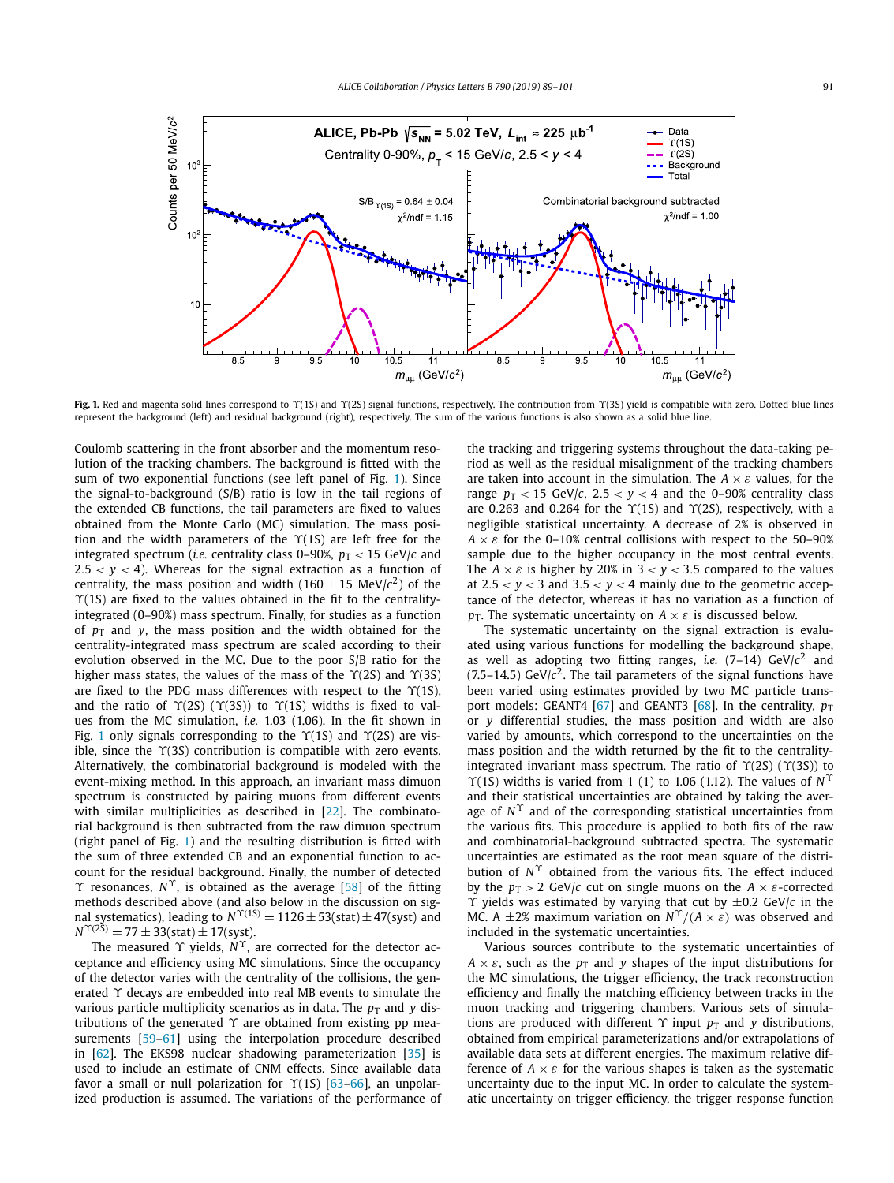**Fig. 1.** Red and magenta solid lines correspond to $\Upsilon$(1S) and $\Upsilon$(2S) signal functions, respectively. The contribution from $\Upsilon$(3S) yield is compatible with zero. Dotted blue lines represent the background (left) and residual background (right), respectively. The sum of the various functions is also shown as a solid blue line.

Coulomb scattering in the front absorber and the momentum resolution of the tracking chambers. The background is fitted with the sum of two exponential functions (see left panel of Fig. 1). Since the signal-to-background (S/B) ratio is low in the tail regions of the extended CB functions, the tail parameters are fixed to values obtained from the Monte Carlo (MC) simulation. The mass position and the width parameters of the $\Upsilon$(1S) are left free for the integrated spectrum (*i.e.* centrality class 0–90%, $p_T < 15$ GeV/$c$ and $2.5 < y < 4$). Whereas for the signal extraction as a function of centrality, the mass position and width ($160 \pm 15$ MeV/$c^2$) of the $\Upsilon$(1S) are fixed to the values obtained in the fit to the centrality-integrated (0–90%) mass spectrum. Finally, for studies as a function of $p_T$ and $y$, the mass position and the width obtained for the centrality-integrated mass spectrum are scaled according to their evolution observed in the MC. Due to the poor S/B ratio for the higher mass states, the values of the mass of the $\Upsilon$(2S) and $\Upsilon$(3S) are fixed to the PDG mass differences with respect to the $\Upsilon$(1S), and the ratio of $\Upsilon$(2S) ($\Upsilon$(3S)) to $\Upsilon$(1S) widths is fixed to values from the MC simulation, *i.e.* 1.03 (1.06). In the fit shown in Fig. 1 only signals corresponding to the $\Upsilon$(1S) and $\Upsilon$(2S) are visible, since the $\Upsilon$(3S) contribution is compatible with zero events. Alternatively, the combinatorial background is modeled with the event-mixing method. In this approach, an invariant mass dimuon spectrum is constructed by pairing muons from different events with similar multiplicities as described in [22]. The combinatorial background is then subtracted from the raw dimuon spectrum (right panel of Fig. 1) and the resulting distribution is fitted with the sum of three extended CB and an exponential function to account for the residual background. Finally, the number of detected $\Upsilon$ resonances, $N^{\Upsilon}$, is obtained as the average [58] of the fitting methods described above (and also below in the discussion on signal systematics), leading to $N^{\Upsilon(1S)} = 1126 \pm 53(\text{stat}) \pm 47(\text{syst})$ and $N^{\Upsilon(2S)} = 77 \pm 33(\text{stat}) \pm 17(\text{syst})$.

The measured $\Upsilon$ yields, $N^{\Upsilon}$, are corrected for the detector acceptance and efficiency using MC simulations. Since the occupancy of the detector varies with the centrality of the collisions, the generated $\Upsilon$ decays are embedded into real MB events to simulate the various particle multiplicity scenarios as in data. The $p_T$ and $y$ distributions of the generated $\Upsilon$ are obtained from existing pp measurements [59–61] using the interpolation procedure described in [62]. The EKS98 nuclear shadowing parameterization [35] is used to include an estimate of CNM effects. Since available data favor a small or null polarization for $\Upsilon$(1S) [63–66], an unpolarized production is assumed. The variations of the performance of the tracking and triggering systems throughout the data-taking period as well as the residual misalignment of the tracking chambers are taken into account in the simulation. The $A \times \varepsilon$ values, for the range $p_T < 15$ GeV/$c$, $2.5 < y < 4$ and the 0–90% centrality class are 0.263 and 0.264 for the $\Upsilon$(1S) and $\Upsilon$(2S), respectively, with a negligible statistical uncertainty. A decrease of 2% is observed in $A \times \varepsilon$ for the 0–10% central collisions with respect to the 50–90% sample due to the higher occupancy in the most central events. The $A \times \varepsilon$ is higher by 20% in $3 < y < 3.5$ compared to the values at $2.5 < y < 3$ and $3.5 < y < 4$ mainly due to the geometric acceptance of the detector, whereas it has no variation as a function of $p_T$. The systematic uncertainty on $A \times \varepsilon$ is discussed below.

The systematic uncertainty on the signal extraction is evaluated using various functions for modelling the background shape, as well as adopting two fitting ranges, *i.e.* (7–14) GeV/$c^2$ and (7.5–14.5) GeV/$c^2$. The tail parameters of the signal functions have been varied using estimates provided by two MC particle transport models: GEANT4 [67] and GEANT3 [68]. In the centrality, $p_T$ or $y$ differential studies, the mass position and width are also varied by amounts, which correspond to the uncertainties on the mass position and the width returned by the fit to the centrality-integrated invariant mass spectrum. The ratio of $\Upsilon$(2S) ($\Upsilon$(3S)) to $\Upsilon$(1S) widths is varied from 1 (1) to 1.06 (1.12). The values of $N^{\Upsilon}$ and their statistical uncertainties are obtained by taking the average of $N^{\Upsilon}$ and of the corresponding statistical uncertainties from the various fits. This procedure is applied to both fits of the raw and combinatorial-background subtracted spectra. The systematic uncertainties are estimated as the root mean square of the distribution of $N^{\Upsilon}$ obtained from the various fits. The effect induced by the $p_T > 2$ GeV/$c$ cut on single muons on the $A \times \varepsilon$-corrected $\Upsilon$ yields was estimated by varying that cut by $\pm 0.2$ GeV/$c$ in the MC. A $\pm 2$% maximum variation on $N^{\Upsilon}/(A \times \varepsilon)$ was observed and included in the systematic uncertainties.

Various sources contribute to the systematic uncertainties of $A \times \varepsilon$, such as the $p_T$ and $y$ shapes of the input distributions for the MC simulations, the trigger efficiency, the track reconstruction efficiency and finally the matching efficiency between tracks in the muon tracking and triggering chambers. Various sets of simulations are produced with different $\Upsilon$ input $p_T$ and $y$ distributions, obtained from empirical parameterizations and/or extrapolations of available data sets at different energies. The maximum relative difference of $A \times \varepsilon$ for the various shapes is taken as the systematic uncertainty due to the input MC. In order to calculate the systematic uncertainty on trigger efficiency, the trigger response function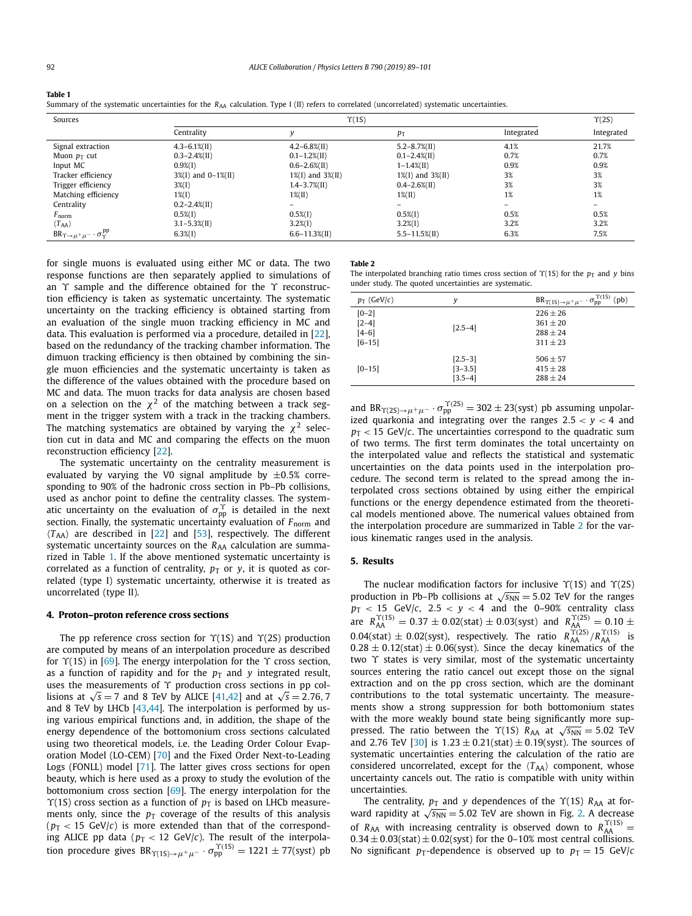**Table 1**
Summary of the systematic uncertainties for the $R_{AA}$ calculation. Type I (II) refers to correlated (uncorrelated) systematic uncertainties.

| Sources | $\Upsilon$(1S) | | | | $\Upsilon$(2S) |
|---|---|---|---|---|---|
| | Centrality | $y$ | $p_T$ | Integrated | Integrated |
| Signal extraction | 4.3–6.1%(II) | 4.2–6.8%(II) | 5.2–8.7%(II) | 4.1% | 21.7% |
| Muon $p_T$ cut | 0.3–2.4%(II) | 0.1–1.2%(II) | 0.1–2.4%(II) | 0.7% | 0.7% |
| Input MC | 0.9%(I) | 0.6–2.6%(II) | 1–1.4%(II) | 0.9% | 0.9% |
| Tracker efficiency | 3%(I) and 0–1%(II) | 1%(I) and 3%(II) | 1%(I) and 3%(II) | 3% | 3% |
| Trigger efficiency | 3%(I) | 1.4–3.7%(II) | 0.4–2.6%(II) | 3% | 3% |
| Matching efficiency | 1%(I) | 1%(II) | 1%(II) | 1% | 1% |
| Centrality | 0.2–2.4%(II) | – | – | – | – |
| $F_{\mathrm{norm}}$ | 0.5%(I) | 0.5%(I) | 0.5%(I) | 0.5% | 0.5% |
| $\langle T_{AA}\rangle$ | 3.1–5.3%(II) | 3.2%(I) | 3.2%(I) | 3.2% | 3.2% |
| $\mathrm{BR}_{\Upsilon\to\mu^+\mu^-}\cdot\sigma^{\mathrm{pp}}_{\Upsilon}$ | 6.3%(I) | 6.6–11.3%(II) | 5.5–11.5%(II) | 6.3% | 7.5% |

for single muons is evaluated using either MC or data. The two response functions are then separately applied to simulations of an $\Upsilon$ sample and the difference obtained for the $\Upsilon$ reconstruction efficiency is taken as systematic uncertainty. The systematic uncertainty on the tracking efficiency is obtained starting from an evaluation of the single muon tracking efficiency in MC and data. This evaluation is performed via a procedure, detailed in [22], based on the redundancy of the tracking chamber information. The dimuon tracking efficiency is then obtained by combining the single muon efficiencies and the systematic uncertainty is taken as the difference of the values obtained with the procedure based on MC and data. The muon tracks for data analysis are chosen based on a selection on the $\chi^2$ of the matching between a track segment in the trigger system with a track in the tracking chambers. The matching systematics are obtained by varying the $\chi^2$ selection cut in data and MC and comparing the effects on the muon reconstruction efficiency [22].

The systematic uncertainty on the centrality measurement is evaluated by varying the V0 signal amplitude by $\pm 0.5\%$ corresponding to 90% of the hadronic cross section in Pb–Pb collisions, used as anchor point to define the centrality classes. The systematic uncertainty on the evaluation of $\sigma^{\Upsilon}_{\mathrm{pp}}$ is detailed in the next section. Finally, the systematic uncertainty evaluation of $F_{\mathrm{norm}}$ and $\langle T_{AA}\rangle$ are described in [22] and [53], respectively. The different systematic uncertainty sources on the $R_{AA}$ calculation are summarized in Table 1. If the above mentioned systematic uncertainty is correlated as a function of centrality, $p_T$ or $y$, it is quoted as correlated (type I) systematic uncertainty, otherwise it is treated as uncorrelated (type II).

## 4. Proton–proton reference cross sections

The pp reference cross section for $\Upsilon$(1S) and $\Upsilon$(2S) production are computed by means of an interpolation procedure as described for $\Upsilon$(1S) in [69]. The energy interpolation for the $\Upsilon$ cross section, as a function of rapidity and for the $p_T$ and $y$ integrated result, uses the measurements of $\Upsilon$ production cross sections in pp collisions at $\sqrt{s} = 7$ and 8 TeV by ALICE [41,42] and at $\sqrt{s} = 2.76$, 7 and 8 TeV by LHCb [43,44]. The interpolation is performed by using various empirical functions and, in addition, the shape of the energy dependence of the bottomonium cross sections calculated using two theoretical models, i.e. the Leading Order Colour Evaporation Model (LO-CEM) [70] and the Fixed Order Next-to-Leading Logs (FONLL) model [71]. The latter gives cross sections for open beauty, which is here used as a proxy to study the evolution of the bottomonium cross section [69]. The energy interpolation for the $\Upsilon$(1S) cross section as a function of $p_T$ is based on LHCb measurements only, since the $p_T$ coverage of the results of this analysis ($p_T < 15$ GeV/$c$) is more extended than that of the corresponding ALICE pp data ($p_T < 12$ GeV/$c$). The result of the interpolation procedure gives $\mathrm{BR}_{\Upsilon(1S)\to\mu^+\mu^-}\cdot\sigma^{\Upsilon(1S)}_{\mathrm{pp}} = 1221 \pm 77(\mathrm{syst})$ pb and $\mathrm{BR}_{\Upsilon(2S)\to\mu^+\mu^-}\cdot\sigma^{\Upsilon(2S)}_{\mathrm{pp}} = 302 \pm 23(\mathrm{syst})$ pb assuming unpolarized quarkonia and integrating over the ranges $2.5 < y < 4$ and $p_T < 15$ GeV/$c$. The uncertainties correspond to the quadratic sum of two terms. The first term dominates the total uncertainty on the interpolated value and reflects the statistical and systematic uncertainties on the data points used in the interpolation procedure. The second term is related to the spread among the interpolated cross sections obtained by using either the empirical functions or the energy dependence estimated from the theoretical models mentioned above. The numerical values obtained from the interpolation procedure are summarized in Table 2 for the various kinematic ranges used in the analysis.

**Table 2**
The interpolated branching ratio times cross section of $\Upsilon$(1S) for the $p_T$ and $y$ bins under study. The quoted uncertainties are systematic.

| $p_T$ (GeV/$c$) | $y$ | $\mathrm{BR}_{\Upsilon(1S)\to\mu^+\mu^-}\cdot\sigma^{\Upsilon(1S)}_{\mathrm{pp}}$ (pb) |
|---|---|---|
| [0–2] | [2.5–4] | $226 \pm 26$ |
| [2–4] | [2.5–4] | $361 \pm 20$ |
| [4–6] | [2.5–4] | $288 \pm 24$ |
| [6–15] | [2.5–4] | $311 \pm 23$ |
| [0–15] | [2.5–3] | $506 \pm 57$ |
| [0–15] | [3–3.5] | $415 \pm 28$ |
| [0–15] | [3.5–4] | $288 \pm 24$ |

## 5. Results

The nuclear modification factors for inclusive $\Upsilon$(1S) and $\Upsilon$(2S) production in Pb–Pb collisions at $\sqrt{s_{\mathrm{NN}}} = 5.02$ TeV for the ranges $p_T < 15$ GeV/$c$, $2.5 < y < 4$ and the 0–90% centrality class are $R^{\Upsilon(1S)}_{AA} = 0.37 \pm 0.02(\mathrm{stat}) \pm 0.03(\mathrm{syst})$ and $R^{\Upsilon(2S)}_{AA} = 0.10 \pm 0.04(\mathrm{stat}) \pm 0.02(\mathrm{syst})$, respectively. The ratio $R^{\Upsilon(2S)}_{AA}/R^{\Upsilon(1S)}_{AA}$ is $0.28 \pm 0.12(\mathrm{stat}) \pm 0.06(\mathrm{syst})$. Since the decay kinematics of the two $\Upsilon$ states is very similar, most of the systematic uncertainty sources entering the ratio cancel out except those on the signal extraction and on the pp cross section, which are the dominant contributions to the total systematic uncertainty. The measurements show a strong suppression for both bottomonium states with the more weakly bound state being significantly more suppressed. The ratio between the $\Upsilon$(1S) $R_{AA}$ at $\sqrt{s_{\mathrm{NN}}} = 5.02$ TeV and 2.76 TeV [30] is $1.23 \pm 0.21(\mathrm{stat}) \pm 0.19(\mathrm{syst})$. The sources of systematic uncertainties entering the calculation of the ratio are considered uncorrelated, except for the $\langle T_{AA}\rangle$ component, whose uncertainty cancels out. The ratio is compatible with unity within uncertainties.

The centrality, $p_T$ and $y$ dependences of the $\Upsilon$(1S) $R_{AA}$ at forward rapidity at $\sqrt{s_{\mathrm{NN}}} = 5.02$ TeV are shown in Fig. 2. A decrease of $R_{AA}$ with increasing centrality is observed down to $R^{\Upsilon(1S)}_{AA} = 0.34 \pm 0.03(\mathrm{stat}) \pm 0.02(\mathrm{syst})$ for the 0–10% most central collisions. No significant $p_T$-dependence is observed up to $p_T = 15$ GeV/$c$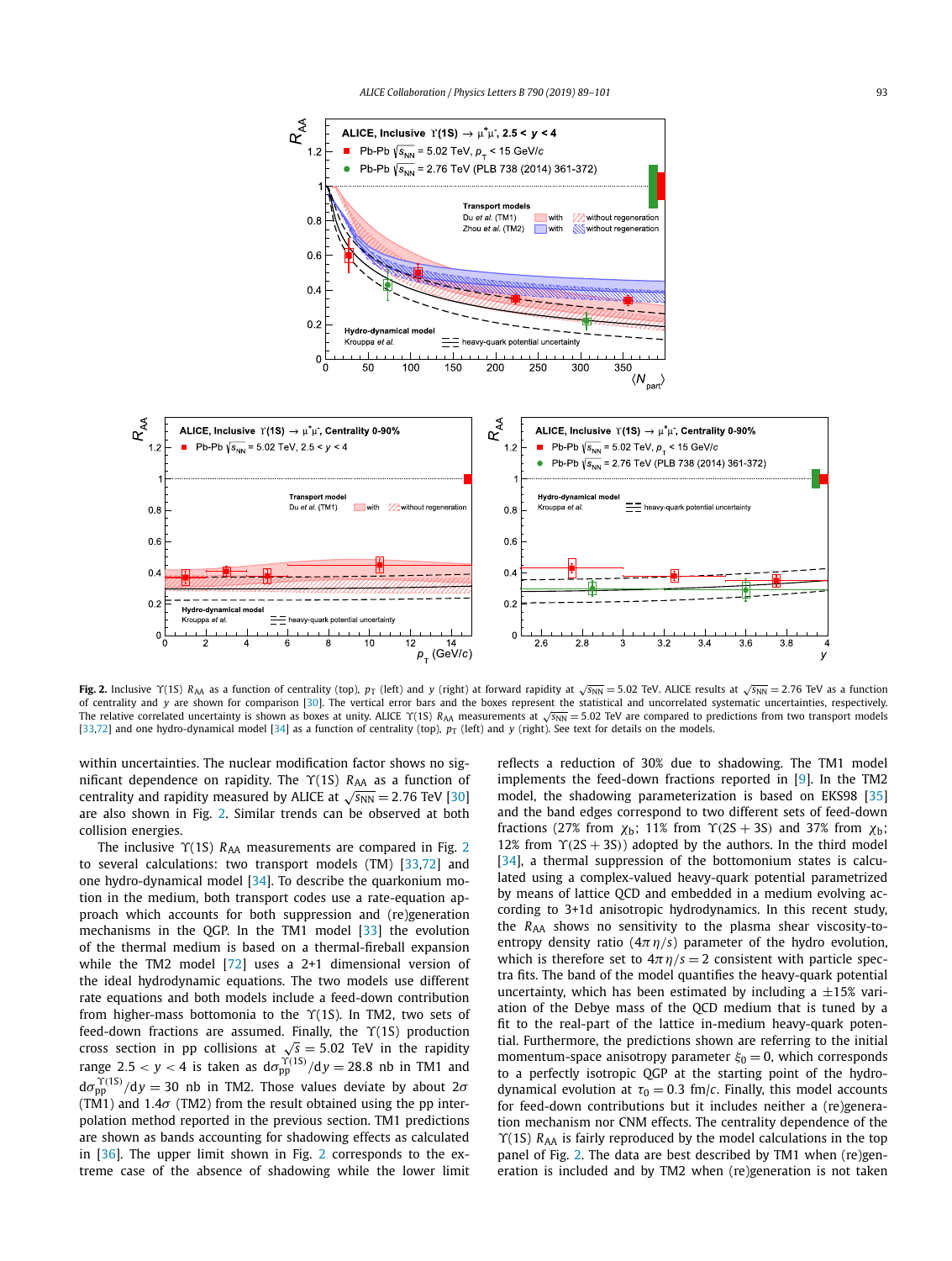**Fig. 2.** Inclusive $\Upsilon(1S)$ $R_{AA}$ as a function of centrality (top), $p_T$ (left) and $y$ (right) at forward rapidity at $\sqrt{s_{NN}} = 5.02$ TeV. ALICE results at $\sqrt{s_{NN}} = 2.76$ TeV as a function of centrality and $y$ are shown for comparison [30]. The vertical error bars and the boxes represent the statistical and uncorrelated systematic uncertainties, respectively. The relative correlated uncertainty is shown as boxes at unity. ALICE $\Upsilon(1S)$ $R_{AA}$ measurements at $\sqrt{s_{NN}} = 5.02$ TeV are compared to predictions from two transport models [33,72] and one hydro-dynamical model [34] as a function of centrality (top), $p_T$ (left) and $y$ (right). See text for details on the models.

within uncertainties. The nuclear modification factor shows no significant dependence on rapidity. The $\Upsilon(1S)$ $R_{AA}$ as a function of centrality and rapidity measured by ALICE at $\sqrt{s_{NN}} = 2.76$ TeV [30] are also shown in Fig. 2. Similar trends can be observed at both collision energies.

The inclusive $\Upsilon(1S)$ $R_{AA}$ measurements are compared in Fig. 2 to several calculations: two transport models (TM) [33,72] and one hydro-dynamical model [34]. To describe the quarkonium motion in the medium, both transport codes use a rate-equation approach which accounts for both suppression and (re)generation mechanisms in the QGP. In the TM1 model [33] the evolution of the thermal medium is based on a thermal-fireball expansion while the TM2 model [72] uses a 2+1 dimensional version of the ideal hydrodynamic equations. The two models use different rate equations and both models include a feed-down contribution from higher-mass bottomonia to the $\Upsilon(1S)$. In TM2, two sets of feed-down fractions are assumed. Finally, the $\Upsilon(1S)$ production cross section in pp collisions at $\sqrt{s} = 5.02$ TeV in the rapidity range $2.5 < y < 4$ is taken as $\mathrm{d}\sigma_{pp}^{\Upsilon(1S)}/\mathrm{d}y = 28.8$ nb in TM1 and $\mathrm{d}\sigma_{pp}^{\Upsilon(1S)}/\mathrm{d}y = 30$ nb in TM2. Those values deviate by about $2\sigma$ (TM1) and $1.4\sigma$ (TM2) from the result obtained using the pp interpolation method reported in the previous section. TM1 predictions are shown as bands accounting for shadowing effects as calculated in [36]. The upper limit shown in Fig. 2 corresponds to the extreme case of the absence of shadowing while the lower limit reflects a reduction of 30% due to shadowing. The TM1 model implements the feed-down fractions reported in [9]. In the TM2 model, the shadowing parameterization is based on EKS98 [35] and the band edges correspond to two different sets of feed-down fractions (27% from $\chi_b$; 11% from $\Upsilon(2S+3S)$ and 37% from $\chi_b$; 12% from $\Upsilon(2S+3S)$) adopted by the authors. In the third model [34], a thermal suppression of the bottomonium states is calculated using a complex-valued heavy-quark potential parametrized by means of lattice QCD and embedded in a medium evolving according to 3+1d anisotropic hydrodynamics. In this recent study, the $R_{AA}$ shows no sensitivity to the plasma shear viscosity-to-entropy density ratio ($4\pi\eta/s$) parameter of the hydro evolution, which is therefore set to $4\pi\eta/s = 2$ consistent with particle spectra fits. The band of the model quantifies the heavy-quark potential uncertainty, which has been estimated by including a $\pm15$% variation of the Debye mass of the QCD medium that is tuned by a fit to the real-part of the lattice in-medium heavy-quark potential. Furthermore, the predictions shown are referring to the initial momentum-space anisotropy parameter $\xi_0 = 0$, which corresponds to a perfectly isotropic QGP at the starting point of the hydrodynamical evolution at $\tau_0 = 0.3$ fm/$c$. Finally, this model accounts for feed-down contributions but it includes neither a (re)generation mechanism nor CNM effects. The centrality dependence of the $\Upsilon(1S)$ $R_{AA}$ is fairly reproduced by the model calculations in the top panel of Fig. 2. The data are best described by TM1 when (re)generation is included and by TM2 when (re)generation is not taken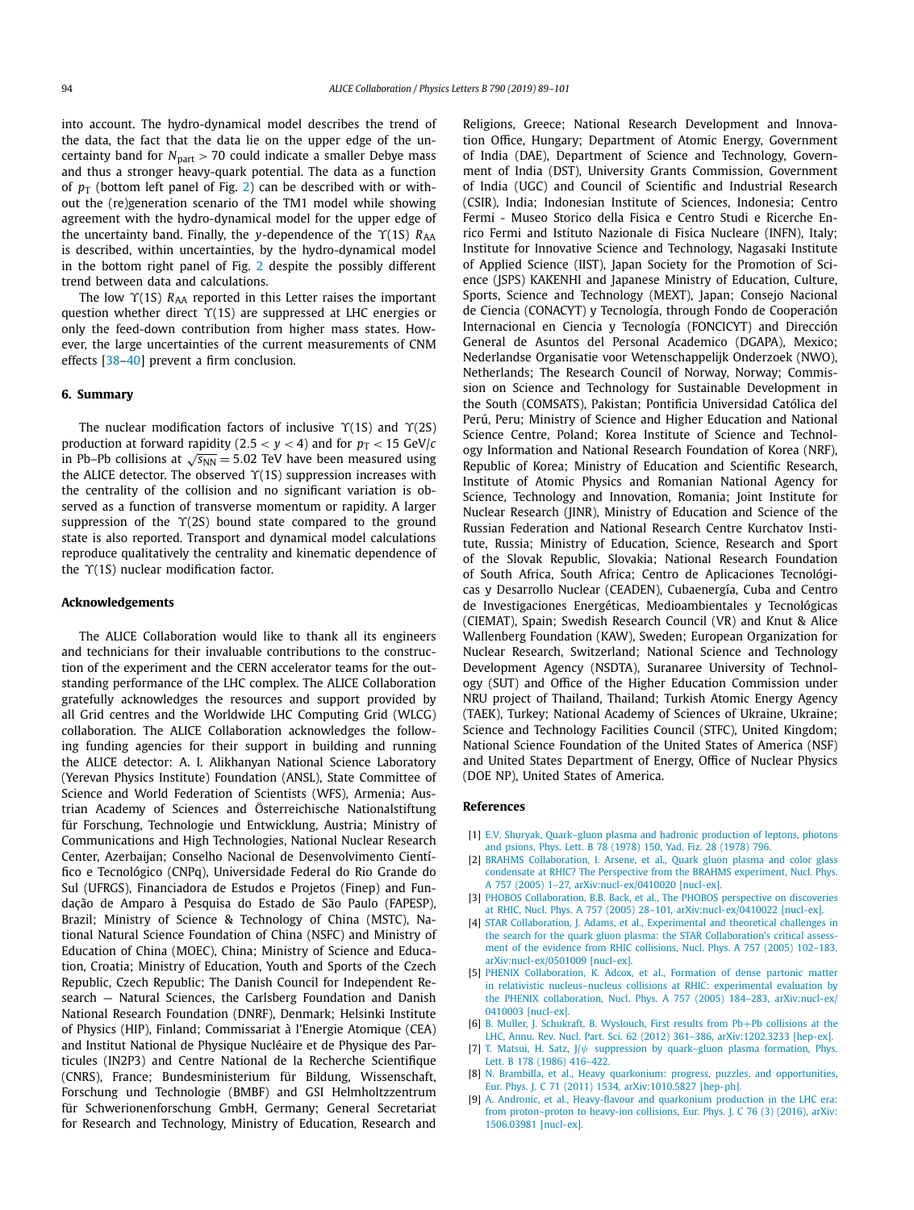into account. The hydro-dynamical model describes the trend of the data, the fact that the data lie on the upper edge of the uncertainty band for $N_{\rm part} > 70$ could indicate a smaller Debye mass and thus a stronger heavy-quark potential. The data as a function of $p_{\rm T}$ (bottom left panel of Fig. 2) can be described with or without the (re)generation scenario of the TM1 model while showing agreement with the hydro-dynamical model for the upper edge of the uncertainty band. Finally, the $y$-dependence of the $\Upsilon$(1S) $R_{\rm AA}$ is described, within uncertainties, by the hydro-dynamical model in the bottom right panel of Fig. 2 despite the possibly different trend between data and calculations.

The low $\Upsilon$(1S) $R_{\rm AA}$ reported in this Letter raises the important question whether direct $\Upsilon$(1S) are suppressed at LHC energies or only the feed-down contribution from higher mass states. However, the large uncertainties of the current measurements of CNM effects [38–40] prevent a firm conclusion.

## 6. Summary

The nuclear modification factors of inclusive $\Upsilon$(1S) and $\Upsilon$(2S) production at forward rapidity ($2.5 < y < 4$) and for $p_{\rm T} < 15$ GeV/$c$ in Pb–Pb collisions at $\sqrt{s_{\rm NN}} = 5.02$ TeV have been measured using the ALICE detector. The observed $\Upsilon$(1S) suppression increases with the centrality of the collision and no significant variation is observed as a function of transverse momentum or rapidity. A larger suppression of the $\Upsilon$(2S) bound state compared to the ground state is also reported. Transport and dynamical model calculations reproduce qualitatively the centrality and kinematic dependence of the $\Upsilon$(1S) nuclear modification factor.

## Acknowledgements

The ALICE Collaboration would like to thank all its engineers and technicians for their invaluable contributions to the construction of the experiment and the CERN accelerator teams for the outstanding performance of the LHC complex. The ALICE Collaboration gratefully acknowledges the resources and support provided by all Grid centres and the Worldwide LHC Computing Grid (WLCG) collaboration. The ALICE Collaboration acknowledges the following funding agencies for their support in building and running the ALICE detector: A. I. Alikhanyan National Science Laboratory (Yerevan Physics Institute) Foundation (ANSL), State Committee of Science and World Federation of Scientists (WFS), Armenia; Austrian Academy of Sciences and Österreichische Nationalstiftung für Forschung, Technologie und Entwicklung, Austria; Ministry of Communications and High Technologies, National Nuclear Research Center, Azerbaijan; Conselho Nacional de Desenvolvimento Científico e Tecnológico (CNPq), Universidade Federal do Rio Grande do Sul (UFRGS), Financiadora de Estudos e Projetos (Finep) and Fundação de Amparo à Pesquisa do Estado de São Paulo (FAPESP), Brazil; Ministry of Science & Technology of China (MSTC), National Natural Science Foundation of China (NSFC) and Ministry of Education of China (MOEC), China; Ministry of Science and Education, Croatia; Ministry of Education, Youth and Sports of the Czech Republic, Czech Republic; The Danish Council for Independent Research — Natural Sciences, the Carlsberg Foundation and Danish National Research Foundation (DNRF), Denmark; Helsinki Institute of Physics (HIP), Finland; Commissariat à l'Energie Atomique (CEA) and Institut National de Physique Nucléaire et de Physique des Particules (IN2P3) and Centre National de la Recherche Scientifique (CNRS), France; Bundesministerium für Bildung, Wissenschaft, Forschung und Technologie (BMBF) and GSI Helmholtzzentrum für Schwerionenforschung GmbH, Germany; General Secretariat for Research and Technology, Ministry of Education, Research and Religions, Greece; National Research Development and Innovation Office, Hungary; Department of Atomic Energy, Government of India (DAE), Department of Science and Technology, Government of India (DST), University Grants Commission, Government of India (UGC) and Council of Scientific and Industrial Research (CSIR), India; Indonesian Institute of Sciences, Indonesia; Centro Fermi - Museo Storico della Fisica e Centro Studi e Ricerche Enrico Fermi and Istituto Nazionale di Fisica Nucleare (INFN), Italy; Institute for Innovative Science and Technology, Nagasaki Institute of Applied Science (IIST), Japan Society for the Promotion of Science (JSPS) KAKENHI and Japanese Ministry of Education, Culture, Sports, Science and Technology (MEXT), Japan; Consejo Nacional de Ciencia (CONACYT) y Tecnología, through Fondo de Cooperación Internacional en Ciencia y Tecnología (FONCICYT) and Dirección General de Asuntos del Personal Academico (DGAPA), Mexico; Nederlandse Organisatie voor Wetenschappelijk Onderzoek (NWO), Netherlands; The Research Council of Norway, Norway; Commission on Science and Technology for Sustainable Development in the South (COMSATS), Pakistan; Pontificia Universidad Católica del Perú, Peru; Ministry of Science and Higher Education and National Science Centre, Poland; Korea Institute of Science and Technology Information and National Research Foundation of Korea (NRF), Republic of Korea; Ministry of Education and Scientific Research, Institute of Atomic Physics and Romanian National Agency for Science, Technology and Innovation, Romania; Joint Institute for Nuclear Research (JINR), Ministry of Education and Science of the Russian Federation and National Research Centre Kurchatov Institute, Russia; Ministry of Education, Science, Research and Sport of the Slovak Republic, Slovakia; National Research Foundation of South Africa, South Africa; Centro de Aplicaciones Tecnológicas y Desarrollo Nuclear (CEADEN), Cubaenergía, Cuba and Centro de Investigaciones Energéticas, Medioambientales y Tecnológicas (CIEMAT), Spain; Swedish Research Council (VR) and Knut & Alice Wallenberg Foundation (KAW), Sweden; European Organization for Nuclear Research, Switzerland; National Science and Technology Development Agency (NSDTA), Suranaree University of Technology (SUT) and Office of the Higher Education Commission under NRU project of Thailand, Thailand; Turkish Atomic Energy Agency (TAEK), Turkey; National Academy of Sciences of Ukraine, Ukraine; Science and Technology Facilities Council (STFC), United Kingdom; National Science Foundation of the United States of America (NSF) and United States Department of Energy, Office of Nuclear Physics (DOE NP), United States of America.

## References

[1] E.V. Shuryak, Quark–gluon plasma and hadronic production of leptons, photons and psions, Phys. Lett. B 78 (1978) 150, Yad. Fiz. 28 (1978) 796.

[2] BRAHMS Collaboration, I. Arsene, et al., Quark gluon plasma and color glass condensate at RHIC? The Perspective from the BRAHMS experiment, Nucl. Phys. A 757 (2005) 1–27, arXiv:nucl-ex/0410020 [nucl-ex].

[3] PHOBOS Collaboration, B.B. Back, et al., The PHOBOS perspective on discoveries at RHIC, Nucl. Phys. A 757 (2005) 28–101, arXiv:nucl-ex/0410022 [nucl-ex].

[4] STAR Collaboration, J. Adams, et al., Experimental and theoretical challenges in the search for the quark gluon plasma: the STAR Collaboration's critical assessment of the evidence from RHIC collisions, Nucl. Phys. A 757 (2005) 102–183, arXiv:nucl-ex/0501009 [nucl-ex].

[5] PHENIX Collaboration, K. Adcox, et al., Formation of dense partonic matter in relativistic nucleus–nucleus collisions at RHIC: experimental evaluation by the PHENIX collaboration, Nucl. Phys. A 757 (2005) 184–283, arXiv:nucl-ex/0410003 [nucl-ex].

[6] B. Muller, J. Schukraft, B. Wyslouch, First results from Pb+Pb collisions at the LHC, Annu. Rev. Nucl. Part. Sci. 62 (2012) 361–386, arXiv:1202.3233 [hep-ex].

[7] T. Matsui, H. Satz, J/$\psi$ suppression by quark–gluon plasma formation, Phys. Lett. B 178 (1986) 416–422.

[8] N. Brambilla, et al., Heavy quarkonium: progress, puzzles, and opportunities, Eur. Phys. J. C 71 (2011) 1534, arXiv:1010.5827 [hep-ph].

[9] A. Andronic, et al., Heavy-flavour and quarkonium production in the LHC era: from proton–proton to heavy-ion collisions, Eur. Phys. J. C 76 (3) (2016), arXiv:1506.03981 [nucl-ex].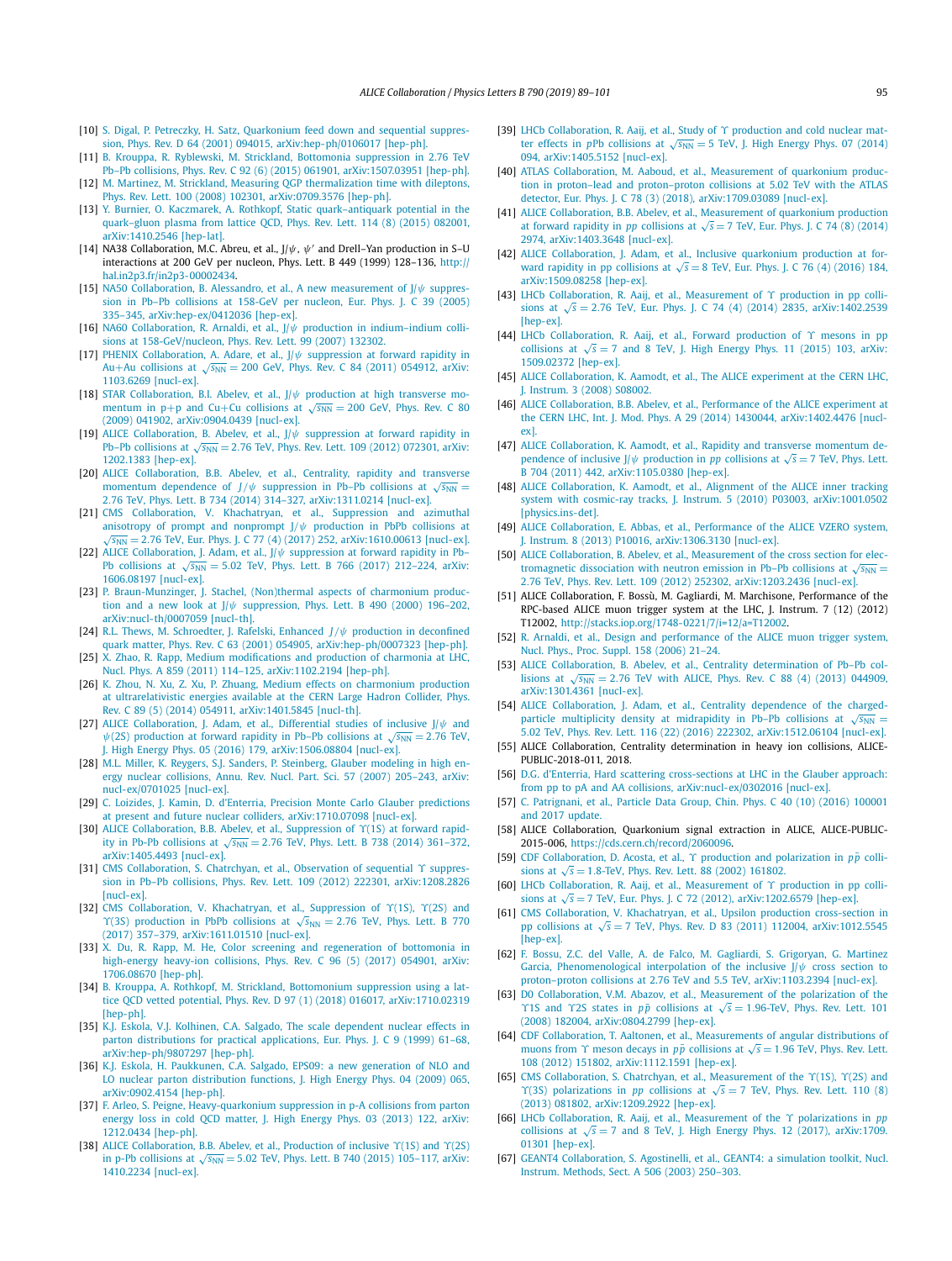[10] S. Digal, P. Petreczky, H. Satz, Quarkonium feed down and sequential suppression, Phys. Rev. D 64 (2001) 094015, arXiv:hep-ph/0106017 [hep-ph].

[11] B. Krouppa, R. Ryblewski, M. Strickland, Bottomonia suppression in 2.76 TeV Pb–Pb collisions, Phys. Rev. C 92 (6) (2015) 061901, arXiv:1507.03951 [hep-ph].

[12] M. Martinez, M. Strickland, Measuring QGP thermalization time with dileptons, Phys. Rev. Lett. 100 (2008) 102301, arXiv:0709.3576 [hep-ph].

[13] Y. Burnier, O. Kaczmarek, A. Rothkopf, Static quark–antiquark potential in the quark–gluon plasma from lattice QCD, Phys. Rev. Lett. 114 (8) (2015) 082001, arXiv:1410.2546 [hep-lat].

[14] NA38 Collaboration, M.C. Abreu, et al., J/$\psi$, $\psi'$ and Drell–Yan production in S–U interactions at 200 GeV per nucleon, Phys. Lett. B 449 (1999) 128–136, http://hal.in2p3.fr/in2p3-00002434.

[15] NA50 Collaboration, B. Alessandro, et al., A new measurement of J/$\psi$ suppression in Pb–Pb collisions at 158-GeV per nucleon, Eur. Phys. J. C 39 (2005) 335–345, arXiv:hep-ex/0412036 [hep-ex].

[16] NA60 Collaboration, R. Arnaldi, et al., J/$\psi$ production in indium–indium collisions at 158-GeV/nucleon, Phys. Rev. Lett. 99 (2007) 132302.

[17] PHENIX Collaboration, A. Adare, et al., J/$\psi$ suppression at forward rapidity in Au+Au collisions at $\sqrt{s_{NN}} = 200$ GeV, Phys. Rev. C 84 (2011) 054912, arXiv:1103.6269 [nucl-ex].

[18] STAR Collaboration, B.I. Abelev, et al., J/$\psi$ production at high transverse momentum in p+p and Cu+Cu collisions at $\sqrt{s_{NN}} = 200$ GeV, Phys. Rev. C 80 (2009) 041902, arXiv:0904.0439 [nucl-ex].

[19] ALICE Collaboration, B. Abelev, et al., J/$\psi$ suppression at forward rapidity in Pb–Pb collisions at $\sqrt{s_{NN}} = 2.76$ TeV, Phys. Rev. Lett. 109 (2012) 072301, arXiv:1202.1383 [hep-ex].

[20] ALICE Collaboration, B.B. Abelev, et al., Centrality, rapidity and transverse momentum dependence of $J/\psi$ suppression in Pb–Pb collisions at $\sqrt{s_{NN}} = 2.76$ TeV, Phys. Lett. B 734 (2014) 314–327, arXiv:1311.0214 [nucl-ex].

[21] CMS Collaboration, V. Khachatryan, et al., Suppression and azimuthal anisotropy of prompt and nonprompt J/$\psi$ production in PbPb collisions at $\sqrt{s_{NN}} = 2.76$ TeV, Eur. Phys. J. C 77 (4) (2017) 252, arXiv:1610.00613 [nucl-ex].

[22] ALICE Collaboration, J. Adam, et al., J/$\psi$ suppression at forward rapidity in Pb–Pb collisions at $\sqrt{s_{NN}} = 5.02$ TeV, Phys. Lett. B 766 (2017) 212–224, arXiv:1606.08197 [nucl-ex].

[23] P. Braun-Munzinger, J. Stachel, (Non)thermal aspects of charmonium production and a new look at J/$\psi$ suppression, Phys. Lett. B 490 (2000) 196–202, arXiv:nucl-th/0007059 [nucl-th].

[24] R.L. Thews, M. Schroedter, J. Rafelski, Enhanced $J/\psi$ production in deconfined quark matter, Phys. Rev. C 63 (2001) 054905, arXiv:hep-ph/0007323 [hep-ph].

[25] X. Zhao, R. Rapp, Medium modifications and production of charmonia at LHC, Nucl. Phys. A 859 (2011) 114–125, arXiv:1102.2194 [hep-ph].

[26] K. Zhou, N. Xu, Z. Xu, P. Zhuang, Medium effects on charmonium production at ultrarelativistic energies available at the CERN Large Hadron Collider, Phys. Rev. C 89 (5) (2014) 054911, arXiv:1401.5845 [nucl-th].

[27] ALICE Collaboration, J. Adam, et al., Differential studies of inclusive J/$\psi$ and $\psi$(2S) production at forward rapidity in Pb–Pb collisions at $\sqrt{s_{NN}} = 2.76$ TeV, J. High Energy Phys. 05 (2016) 179, arXiv:1506.08804 [nucl-ex].

[28] M.L. Miller, K. Reygers, S.J. Sanders, P. Steinberg, Glauber modeling in high-energy nuclear collisions, Annu. Rev. Nucl. Part. Sci. 57 (2007) 205–243, arXiv:nucl-ex/0701025 [nucl-ex].

[29] C. Loizides, J. Kamin, D. d'Enterria, Precision Monte Carlo Glauber predictions at present and future nuclear colliders, arXiv:1710.07098 [nucl-ex].

[30] ALICE Collaboration, B.B. Abelev, et al., Suppression of $\Upsilon$(1S) at forward rapidity in Pb-Pb collisions at $\sqrt{s_{NN}} = 2.76$ TeV, Phys. Lett. B 738 (2014) 361–372, arXiv:1405.4493 [nucl-ex].

[31] CMS Collaboration, S. Chatrchyan, et al., Observation of sequential $\Upsilon$ suppression in Pb–Pb collisions, Phys. Rev. Lett. 109 (2012) 222301, arXiv:1208.2826 [nucl-ex].

[32] CMS Collaboration, V. Khachatryan, et al., Suppression of $\Upsilon$(1S), $\Upsilon$(2S) and $\Upsilon$(3S) production in PbPb collisions at $\sqrt{s_{NN}} = 2.76$ TeV, Phys. Lett. B 770 (2017) 357–379, arXiv:1611.01510 [nucl-ex].

[33] X. Du, R. Rapp, M. He, Color screening and regeneration of bottomonia in high-energy heavy-ion collisions, Phys. Rev. C 96 (5) (2017) 054901, arXiv:1706.08670 [hep-ph].

[34] B. Krouppa, A. Rothkopf, M. Strickland, Bottomonium suppression using a lattice QCD vetted potential, Phys. Rev. D 97 (1) (2018) 016017, arXiv:1710.02319 [hep-ph].

[35] K.J. Eskola, V.J. Kolhinen, C.A. Salgado, The scale dependent nuclear effects in parton distributions for practical applications, Eur. Phys. J. C 9 (1999) 61–68, arXiv:hep-ph/9807297 [hep-ph].

[36] K.J. Eskola, H. Paukkunen, C.A. Salgado, EPS09: a new generation of NLO and LO nuclear parton distribution functions, J. High Energy Phys. 04 (2009) 065, arXiv:0902.4154 [hep-ph].

[37] F. Arleo, S. Peigne, Heavy-quarkonium suppression in p-A collisions from parton energy loss in cold QCD matter, J. High Energy Phys. 03 (2013) 122, arXiv:1212.0434 [hep-ph].

[38] ALICE Collaboration, B.B. Abelev, et al., Production of inclusive $\Upsilon$(1S) and $\Upsilon$(2S) in p-Pb collisions at $\sqrt{s_{NN}} = 5.02$ TeV, Phys. Lett. B 740 (2015) 105–117, arXiv:1410.2234 [nucl-ex].

[39] LHCb Collaboration, R. Aaij, et al., Study of $\Upsilon$ production and cold nuclear matter effects in pPb collisions at $\sqrt{s_{NN}} = 5$ TeV, J. High Energy Phys. 07 (2014) 094, arXiv:1405.5152 [nucl-ex].

[40] ATLAS Collaboration, M. Aaboud, et al., Measurement of quarkonium production in proton–lead and proton–proton collisions at 5.02 TeV with the ATLAS detector, Eur. Phys. J. C 78 (3) (2018), arXiv:1709.03089 [nucl-ex].

[41] ALICE Collaboration, B.B. Abelev, et al., Measurement of quarkonium production at forward rapidity in *pp* collisions at $\sqrt{s} = 7$ TeV, Eur. Phys. J. C 74 (8) (2014) 2974, arXiv:1403.3648 [nucl-ex].

[42] ALICE Collaboration, J. Adam, et al., Inclusive quarkonium production at forward rapidity in pp collisions at $\sqrt{s} = 8$ TeV, Eur. Phys. J. C 76 (4) (2016) 184, arXiv:1509.08258 [hep-ex].

[43] LHCb Collaboration, R. Aaij, et al., Measurement of $\Upsilon$ production in pp collisions at $\sqrt{s} = 2.76$ TeV, Eur. Phys. J. C 74 (4) (2014) 2835, arXiv:1402.2539 [hep-ex].

[44] LHCb Collaboration, R. Aaij, et al., Forward production of $\Upsilon$ mesons in pp collisions at $\sqrt{s} = 7$ and 8 TeV, J. High Energy Phys. 11 (2015) 103, arXiv:1509.02372 [hep-ex].

[45] ALICE Collaboration, K. Aamodt, et al., The ALICE experiment at the CERN LHC, J. Instrum. 3 (2008) S08002.

[46] ALICE Collaboration, B.B. Abelev, et al., Performance of the ALICE experiment at the CERN LHC, Int. J. Mod. Phys. A 29 (2014) 1430044, arXiv:1402.4476 [nucl-ex].

[47] ALICE Collaboration, K. Aamodt, et al., Rapidity and transverse momentum dependence of inclusive J/$\psi$ production in *pp* collisions at $\sqrt{s} = 7$ TeV, Phys. Lett. B 704 (2011) 442, arXiv:1105.0380 [hep-ex].

[48] ALICE Collaboration, K. Aamodt, et al., Alignment of the ALICE inner tracking system with cosmic-ray tracks, J. Instrum. 5 (2010) P03003, arXiv:1001.0502 [physics.ins-det].

[49] ALICE Collaboration, E. Abbas, et al., Performance of the ALICE VZERO system, J. Instrum. 8 (2013) P10016, arXiv:1306.3130 [nucl-ex].

[50] ALICE Collaboration, B. Abelev, et al., Measurement of the cross section for electromagnetic dissociation with neutron emission in Pb–Pb collisions at $\sqrt{s_{NN}} = 2.76$ TeV, Phys. Rev. Lett. 109 (2012) 252302, arXiv:1203.2436 [nucl-ex].

[51] ALICE Collaboration, F. Bossù, M. Gagliardi, M. Marchisone, Performance of the RPC-based ALICE muon trigger system at the LHC, J. Instrum. 7 (12) (2012) T12002, http://stacks.iop.org/1748-0221/7/i=12/a=T12002.

[52] R. Arnaldi, et al., Design and performance of the ALICE muon trigger system, Nucl. Phys., Proc. Suppl. 158 (2006) 21–24.

[53] ALICE Collaboration, B. Abelev, et al., Centrality determination of Pb–Pb collisions at $\sqrt{s_{NN}} = 2.76$ TeV with ALICE, Phys. Rev. C 88 (4) (2013) 044909, arXiv:1301.4361 [nucl-ex].

[54] ALICE Collaboration, J. Adam, et al., Centrality dependence of the charged-particle multiplicity density at midrapidity in Pb–Pb collisions at $\sqrt{s_{NN}} = 5.02$ TeV, Phys. Rev. Lett. 116 (22) (2016) 222302, arXiv:1512.06104 [nucl-ex].

[55] ALICE Collaboration, Centrality determination in heavy ion collisions, ALICE-PUBLIC-2018-011, 2018.

[56] D.G. d'Enterria, Hard scattering cross-sections at LHC in the Glauber approach: from pp to pA and AA collisions, arXiv:nucl-ex/0302016 [nucl-ex].

[57] C. Patrignani, et al., Particle Data Group, Chin. Phys. C 40 (10) (2016) 100001 and 2017 update.

[58] ALICE Collaboration, Quarkonium signal extraction in ALICE, ALICE-PUBLIC-2015-006, https://cds.cern.ch/record/2060096.

[59] CDF Collaboration, D. Acosta, et al., $\Upsilon$ production and polarization in $p\bar{p}$ collisions at $\sqrt{s} = 1.8$-TeV, Phys. Rev. Lett. 88 (2002) 161802.

[60] LHCb Collaboration, R. Aaij, et al., Measurement of $\Upsilon$ production in pp collisions at $\sqrt{s} = 7$ TeV, Eur. Phys. J. C 72 (2012), arXiv:1202.6579 [hep-ex].

[61] CMS Collaboration, V. Khachatryan, et al., Upsilon production cross-section in pp collisions at $\sqrt{s} = 7$ TeV, Phys. Rev. D 83 (2011) 112004, arXiv:1012.5545 [hep-ex].

[62] F. Bossu, Z.C. del Valle, A. de Falco, M. Gagliardi, S. Grigoryan, G. Martinez Garcia, Phenomenological interpolation of the inclusive J/$\psi$ cross section to proton–proton collisions at 2.76 TeV and 5.5 TeV, arXiv:1103.2394 [nucl-ex].

[63] D0 Collaboration, V.M. Abazov, et al., Measurement of the polarization of the $\Upsilon$1S and $\Upsilon$2S states in $p\bar{p}$ collisions at $\sqrt{s} = 1.96$-TeV, Phys. Rev. Lett. 101 (2008) 182004, arXiv:0804.2799 [hep-ex].

[64] CDF Collaboration, T. Aaltonen, et al., Measurements of angular distributions of muons from $\Upsilon$ meson decays in $p\bar{p}$ collisions at $\sqrt{s} = 1.96$ TeV, Phys. Rev. Lett. 108 (2012) 151802, arXiv:1112.1591 [hep-ex].

[65] CMS Collaboration, S. Chatrchyan, et al., Measurement of the $\Upsilon$(1S), $\Upsilon$(2S) and $\Upsilon$(3S) polarizations in *pp* collisions at $\sqrt{s} = 7$ TeV, Phys. Rev. Lett. 110 (8) (2013) 081802, arXiv:1209.2922 [hep-ex].

[66] LHCb Collaboration, R. Aaij, et al., Measurement of the $\Upsilon$ polarizations in *pp* collisions at $\sqrt{s} = 7$ and 8 TeV, J. High Energy Phys. 12 (2017), arXiv:1709.01301 [hep-ex].

[67] GEANT4 Collaboration, S. Agostinelli, et al., GEANT4: a simulation toolkit, Nucl. Instrum. Methods, Sect. A 506 (2003) 250–303.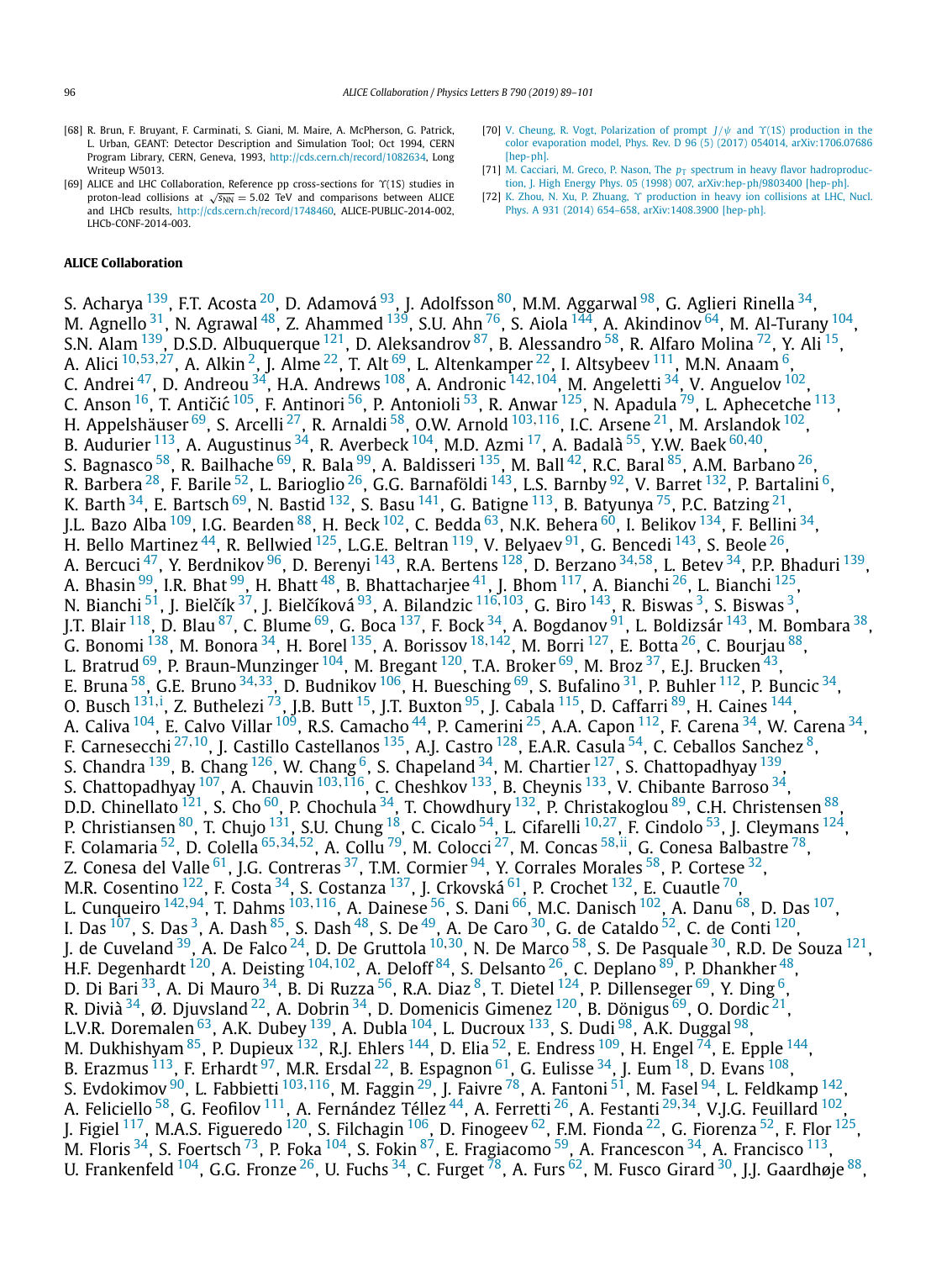[68] R. Brun, F. Bruyant, F. Carminati, S. Giani, M. Maire, A. McPherson, G. Patrick, L. Urban, GEANT: Detector Description and Simulation Tool; Oct 1994, CERN Program Library, CERN, Geneva, 1993, http://cds.cern.ch/record/1082634, Long Writeup W5013.

[69] ALICE and LHC Collaboration, Reference pp cross-sections for Υ(1S) studies in proton-lead collisions at $\sqrt{s_{NN}} = 5.02$ TeV and comparisons between ALICE and LHCb results, http://cds.cern.ch/record/1748460, ALICE-PUBLIC-2014-002, LHCb-CONF-2014-003.

[70] V. Cheung, R. Vogt, Polarization of prompt $J/\psi$ and Υ(1S) production in the color evaporation model, Phys. Rev. D 96 (5) (2017) 054014, arXiv:1706.07686 [hep-ph].

[71] M. Cacciari, M. Greco, P. Nason, The $p_T$ spectrum in heavy flavor hadroproduction, J. High Energy Phys. 05 (1998) 007, arXiv:hep-ph/9803400 [hep-ph].

[72] K. Zhou, N. Xu, P. Zhuang, Υ production in heavy ion collisions at LHC, Nucl. Phys. A 931 (2014) 654–658, arXiv:1408.3900 [hep-ph].

**ALICE Collaboration**

S. Acharya [139], F.T. Acosta [20], D. Adamová [93], J. Adolfsson [80], M.M. Aggarwal [98], G. Aglieri Rinella [34], M. Agnello [31], N. Agrawal [48], Z. Ahammed [139], S.U. Ahn [76], S. Aiola [144], A. Akindinov [64], M. Al-Turany [104], S.N. Alam [139], D.S.D. Albuquerque [121], D. Aleksandrov [87], B. Alessandro [58], R. Alfaro Molina [72], Y. Ali [15], A. Alici [10,53,27], A. Alkin [2], J. Alme [22], T. Alt [69], L. Altenkamper [22], I. Altsybeev [111], M.N. Anaam [6], C. Andrei [47], D. Andreou [34], H.A. Andrews [108], A. Andronic [142,104], M. Angeletti [34], V. Anguelov [102], C. Anson [16], T. Antičić [105], F. Antinori [56], P. Antonioli [53], R. Anwar [125], N. Apadula [79], L. Aphecetche [113], H. Appelshäuser [69], S. Arcelli [27], R. Arnaldi [58], O.W. Arnold [103,116], I.C. Arsene [21], M. Arslandok [102], B. Audurier [113], A. Augustinus [34], R. Averbeck [104], M.D. Azmi [17], A. Badalà [55], Y.W. Baek [60,40], S. Bagnasco [58], R. Bailhache [69], R. Bala [99], A. Baldisseri [135], M. Ball [42], R.C. Baral [85], A.M. Barbano [26], R. Barbera [28], F. Barile [52], L. Barioglio [26], G.G. Barnaföldi [143], L.S. Barnby [92], V. Barret [132], P. Bartalini [6], K. Barth [34], E. Bartsch [69], N. Bastid [132], S. Basu [141], G. Batigne [113], B. Batyunya [75], P.C. Batzing [21], J.L. Bazo Alba [109], I.G. Bearden [88], H. Beck [102], C. Bedda [63], N.K. Behera [60], I. Belikov [134], F. Bellini [34], H. Bello Martinez [44], R. Bellwied [125], L.G.E. Beltran [119], V. Belyaev [91], G. Bencedi [143], S. Beole [26], A. Bercuci [47], Y. Berdnikov [96], D. Berenyi [143], R.A. Bertens [128], D. Berzano [34,58], L. Betev [34], P.P. Bhaduri [139], A. Bhasin [99], I.R. Bhat [99], H. Bhatt [48], B. Bhattacharjee [41], J. Bhom [117], A. Bianchi [26], L. Bianchi [125], N. Bianchi [51], J. Bielčík [37], J. Bielčíková [93], A. Bilandzic [116,103], G. Biro [143], R. Biswas [3], S. Biswas [3], J.T. Blair [118], D. Blau [87], C. Blume [69], G. Boca [137], F. Bock [34], A. Bogdanov [91], L. Boldizsár [143], M. Bombara [38], G. Bonomi [138], M. Bonora [34], H. Borel [135], A. Borissov [18,142], M. Borri [127], E. Botta [26], C. Bourjau [88], L. Bratrud [69], P. Braun-Munzinger [104], M. Bregant [120], T.A. Broker [69], M. Broz [37], E.J. Brucken [43], E. Bruna [58], G.E. Bruno [34,33], D. Budnikov [106], H. Buesching [69], S. Bufalino [31], P. Buhler [112], P. Buncic [34], O. Busch [131,i], Z. Buthelezi [73], J.B. Butt [15], J.T. Buxton [95], J. Cabala [115], D. Caffarri [89], H. Caines [144], A. Caliva [104], E. Calvo Villar [109], R.S. Camacho [44], P. Camerini [25], A.A. Capon [112], F. Carena [34], W. Carena [34], F. Carnesecchi [27,10], J. Castillo Castellanos [135], A.J. Castro [128], E.A.R. Casula [54], C. Ceballos Sanchez [8], S. Chandra [139], B. Chang [126], W. Chang [6], S. Chapeland [34], M. Chartier [127], S. Chattopadhyay [139], S. Chattopadhyay [107], A. Chauvin [103,116], C. Cheshkov [133], B. Cheynis [133], V. Chibante Barroso [34], D.D. Chinellato [121], S. Cho [60], P. Chochula [34], T. Chowdhury [132], P. Christakoglou [89], C.H. Christensen [88], P. Christiansen [80], T. Chujo [131], S.U. Chung [18], C. Cicalo [54], L. Cifarelli [10,27], F. Cindolo [53], J. Cleymans [124], F. Colamaria [52], D. Colella [65,34,52], A. Collu [79], M. Colocci [27], M. Concas [58,ii], G. Conesa Balbastre [78], Z. Conesa del Valle [61], J.G. Contreras [37], T.M. Cormier [94], Y. Corrales Morales [58], P. Cortese [32], M.R. Cosentino [122], F. Costa [34], S. Costanza [137], J. Crkovská [61], P. Crochet [132], E. Cuautle [70], L. Cunqueiro [142,94], T. Dahms [103,116], A. Dainese [56], S. Dani [66], M.C. Danisch [102], A. Danu [68], D. Das [107], I. Das [107], S. Das [3], A. Dash [85], S. Dash [48], S. De [49], A. De Caro [30], G. de Cataldo [52], C. de Conti [120], J. de Cuveland [39], A. De Falco [24], D. De Gruttola [10,30], N. De Marco [58], S. De Pasquale [30], R.D. De Souza [121], H.F. Degenhardt [120], A. Deisting [104,102], A. Deloff [84], S. Delsanto [26], C. Deplano [89], P. Dhankher [48], D. Di Bari [33], A. Di Mauro [34], B. Di Ruzza [56], R.A. Diaz [8], T. Dietel [124], P. Dillenseger [69], Y. Ding [6], R. Divià [34], Ø. Djuvsland [22], A. Dobrin [34], D. Domenicis Gimenez [120], B. Dönigus [69], O. Dordic [21], L.V.R. Doremalen [63], A.K. Dubey [139], A. Dubla [104], L. Ducroux [133], S. Dudi [98], A.K. Duggal [98], M. Dukhishyam [85], P. Dupieux [132], R.J. Ehlers [144], D. Elia [52], E. Endress [109], H. Engel [74], E. Epple [144], B. Erazmus [113], F. Erhardt [97], M.R. Ersdal [22], B. Espagnon [61], G. Eulisse [34], J. Eum [18], D. Evans [108], S. Evdokimov [90], L. Fabbietti [103,116], M. Faggin [29], J. Faivre [78], A. Fantoni [51], M. Fasel [94], L. Feldkamp [142], A. Feliciello [58], G. Feofilov [111], A. Fernández Téllez [44], A. Ferretti [26], A. Festanti [29,34], V.J.G. Feuillard [102], J. Figiel [117], M.A.S. Figueredo [120], S. Filchagin [106], D. Finogeev [62], F.M. Fionda [22], G. Fiorenza [52], F. Flor [125], M. Floris [34], S. Foertsch [73], P. Foka [104], S. Fokin [87], E. Fragiacomo [59], A. Francescon [34], A. Francisco [113], U. Frankenfeld [104], G.G. Fronze [26], U. Fuchs [34], C. Furget [78], A. Furs [62], M. Fusco Girard [30], J.J. Gaardhøje [88],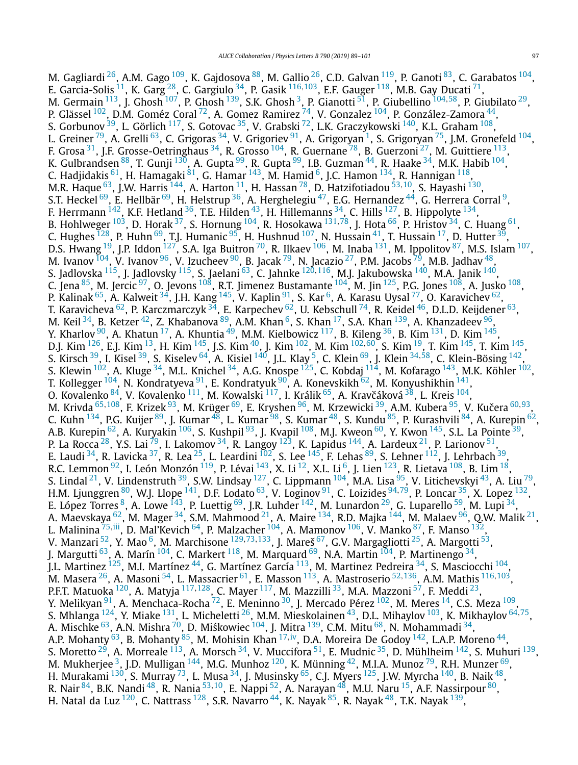M. Gagliardi [26], A.M. Gago [109], K. Gajdosova [88], M. Gallio [26], C.D. Galvan [119], P. Ganoti [83], C. Garabatos [104], E. Garcia-Solis [11], K. Garg [28], C. Gargiulo [34], P. Gasik [116,103], E.F. Gauger [118], M.B. Gay Ducati [71], M. Germain [113], J. Ghosh [107], P. Ghosh [139], S.K. Ghosh [3], P. Gianotti [51], P. Giubellino [104,58], P. Giubilato [29], P. Glässel [102], D.M. Goméz Coral [72], A. Gomez Ramirez [74], V. Gonzalez [104], P. González-Zamora [44], S. Gorbunov [39], L. Görlich [117], S. Gotovac [35], V. Grabski [72], L.K. Graczykowski [140], K.L. Graham [108], L. Greiner [79], A. Grelli [63], C. Grigoras [34], V. Grigoriev [91], A. Grigoryan [1], S. Grigoryan [75], J.M. Gronefeld [104], F. Grosa [31], J.F. Grosse-Oetringhaus [34], R. Grosso [104], R. Guernane [78], B. Guerzoni [27], M. Guittiere [113], K. Gulbrandsen [88], T. Gunji [130], A. Gupta [99], R. Gupta [99], I.B. Guzman [44], R. Haake [34], M.K. Habib [104], C. Hadjidakis [61], H. Hamagaki [81], G. Hamar [143], M. Hamid [6], J.C. Hamon [134], R. Hannigan [118], M.R. Haque [63], J.W. Harris [144], A. Harton [11], H. Hassan [78], D. Hatzifotiadou [53,10], S. Hayashi [130], S.T. Heckel [69], E. Hellbär [69], H. Helstrup [36], A. Herghelegiu [47], E.G. Hernandez [44], G. Herrera Corral [9], F. Herrmann [142], K.F. Hetland [36], T.E. Hilden [43], H. Hillemanns [34], C. Hills [127], B. Hippolyte [134], B. Hohlweger [103], D. Horak [37], S. Hornung [104], R. Hosokawa [131,78], J. Hota [66], P. Hristov [34], C. Huang [61], C. Hughes [128], P. Huhn [69], T.J. Humanic [95], H. Hushnud [107], N. Hussain [41], T. Hussain [17], D. Hutter [39], D.S. Hwang [19], J.P. Iddon [127], S.A. Iga Buitron [70], R. Ilkaev [106], M. Inaba [131], M. Ippolitov [87], M.S. Islam [107], M. Ivanov [104], V. Ivanov [96], V. Izucheev [90], B. Jacak [79], N. Jacazio [27], P.M. Jacobs [79], M.B. Jadhav [48], S. Jadlovska [115], J. Jadlovsky [115], S. Jaelani [63], C. Jahnke [120,116], M.J. Jakubowska [140], M.A. Janik [140], C. Jena [85], M. Jercic [97], O. Jevons [108], R.T. Jimenez Bustamante [104], M. Jin [125], P.G. Jones [108], A. Jusko [108], P. Kalinak [65], A. Kalweit [34], J.H. Kang [145], V. Kaplin [91], S. Kar [6], A. Karasu Uysal [77], O. Karavichev [62], T. Karavicheva [62], P. Karczmarczyk [34], E. Karpechev [62], U. Kebschull [74], R. Keidel [46], D.L.D. Keijdener [63], M. Keil [34], B. Ketzer [42], Z. Khabanova [89], A.M. Khan [6], S. Khan [17], S.A. Khan [139], A. Khanzadeev [96], Y. Kharlov [90], A. Khatun [17], A. Khuntia [49], M.M. Kielbowicz [117], B. Kileng [36], B. Kim [131], D. Kim [145], D.J. Kim [126], E.J. Kim [13], H. Kim [145], J.S. Kim [40], J. Kim [102], M. Kim [102,60], S. Kim [19], T. Kim [145], T. Kim [145], S. Kirsch [39], I. Kisel [39], S. Kiselev [64], A. Kisiel [140], J.L. Klay [5], C. Klein [69], J. Klein [34,58], C. Klein-Bösing [142], S. Klewin [102], A. Kluge [34], M.L. Knichel [34], A.G. Knospe [125], C. Kobdaj [114], M. Kofarago [143], M.K. Köhler [102], T. Kollegger [104], N. Kondratyeva [91], E. Kondratyuk [90], A. Konevskikh [62], M. Konyushikhin [141], O. Kovalenko [84], V. Kovalenko [111], M. Kowalski [117], I. Králik [65], A. Kravčáková [38], L. Kreis [104], M. Krivda [65,108], F. Krizek [93], M. Krüger [69], E. Kryshen [96], M. Krzewicki [39], A.M. Kubera [95], V. Kučera [60,93], C. Kuhn [134], P.G. Kuijer [89], J. Kumar [48], L. Kumar [98], S. Kumar [48], S. Kundu [85], P. Kurashvili [84], A. Kurepin [62], A.B. Kurepin [62], A. Kuryakin [106], S. Kushpil [93], J. Kvapil [108], M.J. Kweon [60], Y. Kwon [145], S.L. La Pointe [39], P. La Rocca [28], Y.S. Lai [79], I. Lakomov [34], R. Langoy [123], K. Lapidus [144], A. Lardeux [21], P. Larionov [51], E. Laudi [34], R. Lavicka [37], R. Lea [25], L. Leardini [102], S. Lee [145], F. Lehas [89], S. Lehner [112], J. Lehrbach [39], R.C. Lemmon [92], I. León Monzón [119], P. Lévai [143], X. Li [12], X.L. Li [6], J. Lien [123], R. Lietava [108], B. Lim [18], S. Lindal [21], V. Lindenstruth [39], S.W. Lindsay [127], C. Lippmann [104], M.A. Lisa [95], V. Litichevskyi [43], A. Liu [79], H.M. Ljunggren [80], W.J. Llope [141], D.F. Lodato [63], V. Loginov [91], C. Loizides [94,79], P. Loncar [35], X. Lopez [132], E. López Torres [8], A. Lowe [143], P. Luettig [69], J.R. Luhder [142], M. Lunardon [29], G. Luparello [59], M. Lupi [34], A. Maevskaya [62], M. Mager [34], S.M. Mahmood [21], A. Maire [134], R.D. Majka [144], M. Malaev [96], Q.W. Malik [21], L. Malinina [75,iii], D. Mal'Kevich [64], P. Malzacher [104], A. Mamonov [106], V. Manko [87], F. Manso [132], V. Manzari [52], Y. Mao [6], M. Marchisone [129,73,133], J. Mareš [67], G.V. Margagliotti [25], A. Margotti [53], J. Margutti [63], A. Marín [104], C. Markert [118], M. Marquard [69], N.A. Martin [104], P. Martinengo [34], J.L. Martinez [125], M.I. Martínez [44], G. Martínez García [113], M. Martinez Pedreira [34], S. Masciocchi [104], M. Masera [26], A. Masoni [54], L. Massacrier [61], E. Masson [113], A. Mastroserio [52,136], A.M. Mathis [116,103], P.F.T. Matuoka [120], A. Matyja [117,128], C. Mayer [117], M. Mazzilli [33], M.A. Mazzoni [57], F. Meddi [23], Y. Melikyan [91], A. Menchaca-Rocha [72], E. Meninno [30], J. Mercado Pérez [102], M. Meres [14], C.S. Meza [109], S. Mhlanga [124], Y. Miake [131], L. Micheletti [26], M.M. Mieskolainen [43], D.L. Mihaylov [103], K. Mikhaylov [64,75], A. Mischke [63], A.N. Mishra [70], D. Miśkowiec [104], J. Mitra [139], C.M. Mitu [68], N. Mohammadi [34], A.P. Mohanty [63], B. Mohanty [85], M. Mohisin Khan [17,iv], D.A. Moreira De Godoy [142], L.A.P. Moreno [44], S. Moretto [29], A. Morreale [113], A. Morsch [34], V. Muccifora [51], E. Mudnic [35], D. Mühlheim [142], S. Muhuri [139], M. Mukherjee [3], J.D. Mulligan [144], M.G. Munhoz [120], K. Münning [42], M.I.A. Munoz [79], R.H. Munzer [69], H. Murakami [130], S. Murray [73], L. Musa [34], J. Musinsky [65], C.J. Myers [125], J.W. Myrcha [140], B. Naik [48], R. Nair [84], B.K. Nandi [48], R. Nania [53,10], E. Nappi [52], A. Narayan [48], M.U. Naru [15], A.F. Nassirpour [80], H. Natal da Luz [120], C. Nattrass [128], S.R. Navarro [44], K. Nayak [85], R. Nayak [48], T.K. Nayak [139],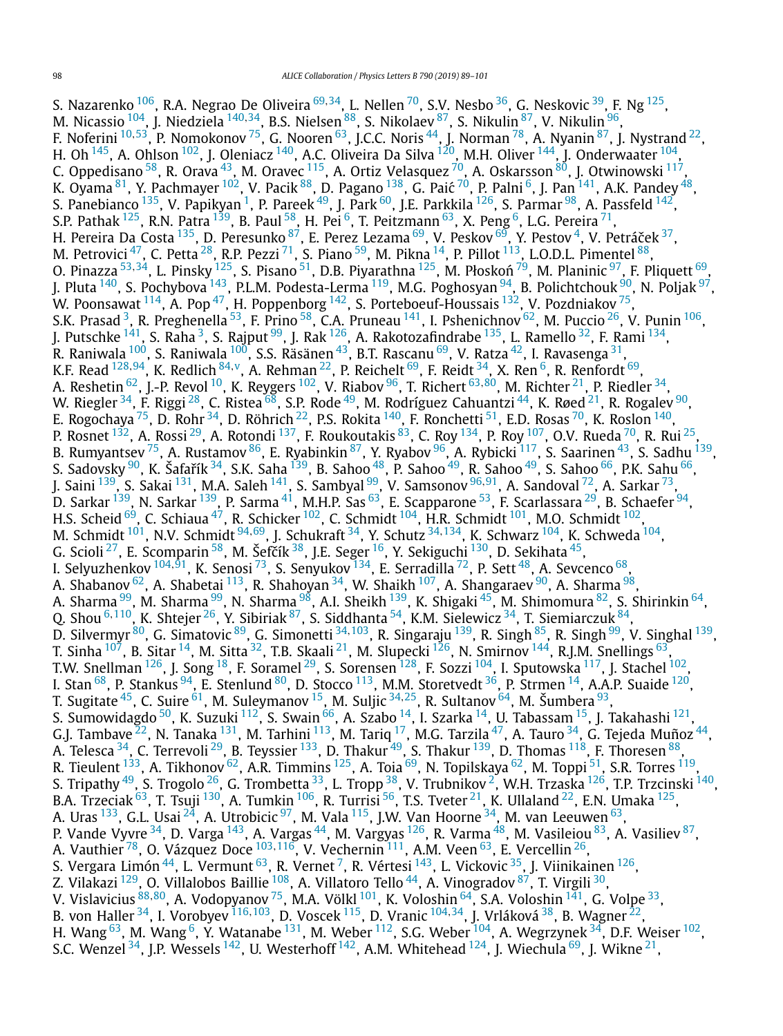S. Nazarenko [106], R.A. Negrao De Oliveira [69,34], L. Nellen [70], S.V. Nesbo [36], G. Neskovic [39], F. Ng [125], M. Nicassio [104], J. Niedziela [140,34], B.S. Nielsen [88], S. Nikolaev [87], S. Nikulin [87], V. Nikulin [96], F. Noferini [10,53], P. Nomokonov [75], G. Nooren [63], J.C.C. Noris [44], J. Norman [78], A. Nyanin [87], J. Nystrand [22], H. Oh [145], A. Ohlson [102], J. Oleniacz [140], A.C. Oliveira Da Silva [120], M.H. Oliver [144], J. Onderwaater [104], C. Oppedisano [58], R. Orava [43], M. Oravec [115], A. Ortiz Velasquez [70], A. Oskarsson [80], J. Otwinowski [117], K. Oyama [81], Y. Pachmayer [102], V. Pacik [88], D. Pagano [138], G. Paić [70], P. Palni [6], J. Pan [141], A.K. Pandey [48], S. Panebianco [135], V. Papikyan [1], P. Pareek [49], J. Park [60], J.E. Parkkila [126], S. Parmar [98], A. Passfeld [142], S.P. Pathak [125], R.N. Patra [139], B. Paul [58], H. Pei [6], T. Peitzmann [63], X. Peng [6], L.G. Pereira [71], H. Pereira Da Costa [135], D. Peresunko [87], E. Perez Lezama [69], V. Peskov [69], Y. Pestov [4], V. Petráček [37], M. Petrovici [47], C. Petta [28], R.P. Pezzi [71], S. Piano [59], M. Pikna [14], P. Pillot [113], L.O.D.L. Pimentel [88], O. Pinazza [53,34], L. Pinsky [125], S. Pisano [51], D.B. Piyarathna [125], M. Płoskoń [79], M. Planinic [97], F. Pliquett [69], J. Pluta [140], S. Pochybova [143], P.L.M. Podesta-Lerma [119], M.G. Poghosyan [94], B. Polichtchouk [90], N. Poljak [97], W. Poonsawat [114], A. Pop [47], H. Poppenborg [142], S. Porteboeuf-Houssais [132], V. Pozdniakov [75], S.K. Prasad [3], R. Preghenella [53], F. Prino [58], C.A. Pruneau [141], I. Pshenichnov [62], M. Puccio [26], V. Punin [106], J. Putschke [141], S. Raha [3], S. Rajput [99], J. Rak [126], A. Rakotozafindrabe [135], L. Ramello [32], F. Rami [134], R. Raniwala [100], S. Raniwala [100], S.S. Räsänen [43], B.T. Rascanu [69], V. Ratza [42], I. Ravasenga [31], K.F. Read [128,94], K. Redlich [84,v], A. Rehman [22], P. Reichelt [69], F. Reidt [34], X. Ren [6], R. Renfordt [69], A. Reshetin [62], J.-P. Revol [10], K. Reygers [102], V. Riabov [96], T. Richert [63,80], M. Richter [21], P. Riedler [34], W. Riegler [34], F. Riggi [28], C. Ristea [68], S.P. Rode [49], M. Rodríguez Cahuantzi [44], K. Røed [21], R. Rogalev [90], E. Rogochaya [75], D. Rohr [34], D. Röhrich [22], P.S. Rokita [140], F. Ronchetti [51], E.D. Rosas [70], K. Roslon [140], P. Rosnet [132], A. Rossi [29], A. Rotondi [137], F. Roukoutakis [83], C. Roy [134], P. Roy [107], O.V. Rueda [70], R. Rui [25], B. Rumyantsev [75], A. Rustamov [86], E. Ryabinkin [87], Y. Ryabov [96], A. Rybicki [117], S. Saarinen [43], S. Sadhu [139], S. Sadovsky [90], K. Šafařík [34], S.K. Saha [139], B. Sahoo [48], P. Sahoo [49], R. Sahoo [49], S. Sahoo [66], P.K. Sahu [66], J. Saini [139], S. Sakai [131], M.A. Saleh [141], S. Sambyal [99], V. Samsonov [96,91], A. Sandoval [72], A. Sarkar [73], D. Sarkar [139], N. Sarkar [139], P. Sarma [41], M.H.P. Sas [63], E. Scapparone [53], F. Scarlassara [29], B. Schaefer [94], H.S. Scheid [69], C. Schiaua [47], R. Schicker [102], C. Schmidt [104], H.R. Schmidt [101], M.O. Schmidt [102], M. Schmidt [101], N.V. Schmidt [94,69], J. Schukraft [34], Y. Schutz [34,134], K. Schwarz [104], K. Schweda [104], G. Scioli [27], E. Scomparin [58], M. Šefčík [38], J.E. Seger [16], Y. Sekiguchi [130], D. Sekihata [45], I. Selyuzhenkov [104,91], K. Senosi [73], S. Senyukov [134], E. Serradilla [72], P. Sett [48], A. Sevcenco [68], A. Shabanov [62], A. Shabetai [113], R. Shahoyan [34], W. Shaikh [107], A. Shangaraev [90], A. Sharma [98], A. Sharma [99], M. Sharma [99], N. Sharma [98], A.I. Sheikh [139], K. Shigaki [45], M. Shimomura [82], S. Shirinkin [64], Q. Shou [6,110], K. Shtejer [26], Y. Sibiriak [87], S. Siddhanta [54], K.M. Sielewicz [34], T. Siemiarczuk [84], D. Silvermyr [80], G. Simatovic [89], G. Simonetti [34,103], R. Singaraju [139], R. Singh [85], R. Singh [99], V. Singhal [139], T. Sinha [107], B. Sitar [14], M. Sitta [32], T.B. Skaali [21], M. Slupecki [126], N. Smirnov [144], R.J.M. Snellings [63], T.W. Snellman [126], J. Song [18], F. Soramel [29], S. Sorensen [128], F. Sozzi [104], I. Sputowska [117], J. Stachel [102], I. Stan [68], P. Stankus [94], E. Stenlund [80], D. Stocco [113], M.M. Storetvedt [36], P. Strmen [14], A.A.P. Suaide [120], T. Sugitate [45], C. Suire [61], M. Suleymanov [15], M. Suljic [34,25], R. Sultanov [64], M. Šumbera [93], S. Sumowidagdo [50], K. Suzuki [112], S. Swain [66], A. Szabo [14], I. Szarka [14], U. Tabassam [15], J. Takahashi [121], G.J. Tambave [22], N. Tanaka [131], M. Tarhini [113], M. Tariq [17], M.G. Tarzila [47], A. Tauro [34], G. Tejeda Muñoz [44], A. Telesca [34], C. Terrevoli [29], B. Teyssier [133], D. Thakur [49], S. Thakur [139], D. Thomas [118], F. Thoresen [88], R. Tieulent [133], A. Tikhonov [62], A.R. Timmins [125], A. Toia [69], N. Topilskaya [62], M. Toppi [51], S.R. Torres [119], S. Tripathy [49], S. Trogolo [26], G. Trombetta [33], L. Tropp [38], V. Trubnikov [2], W.H. Trzaska [126], T.P. Trzcinski [140], B.A. Trzeciak [63], T. Tsuji [130], A. Tumkin [106], R. Turrisi [56], T.S. Tveter [21], K. Ullaland [22], E.N. Umaka [125], A. Uras [133], G.L. Usai [24], A. Utrobicic [97], M. Vala [115], J.W. Van Hoorne [34], M. van Leeuwen [63], P. Vande Vyvre [34], D. Varga [143], A. Vargas [44], M. Vargyas [126], R. Varma [48], M. Vasileiou [83], A. Vasiliev [87], A. Vauthier [78], O. Vázquez Doce [103,116], V. Vechernin [111], A.M. Veen [63], E. Vercellin [26], S. Vergara Limón [44], L. Vermunt [63], R. Vernet [7], R. Vértesi [143], L. Vickovic [35], J. Viinikainen [126], Z. Vilakazi [129], O. Villalobos Baillie [108], A. Villatoro Tello [44], A. Vinogradov [87], T. Virgili [30], V. Vislavicius [88,80], A. Vodopyanov [75], M.A. Völkl [101], K. Voloshin [64], S.A. Voloshin [141], G. Volpe [33], B. von Haller [34], I. Vorobyev [116,103], D. Voscek [115], D. Vranic [104,34], J. Vrláková [38], B. Wagner [22], H. Wang [63], M. Wang [6], Y. Watanabe [131], M. Weber [112], S.G. Weber [104], A. Wegrzynek [34], D.F. Weiser [102], S.C. Wenzel [34], J.P. Wessels [142], U. Westerhoff [142], A.M. Whitehead [124], J. Wiechula [69], J. Wikne [21],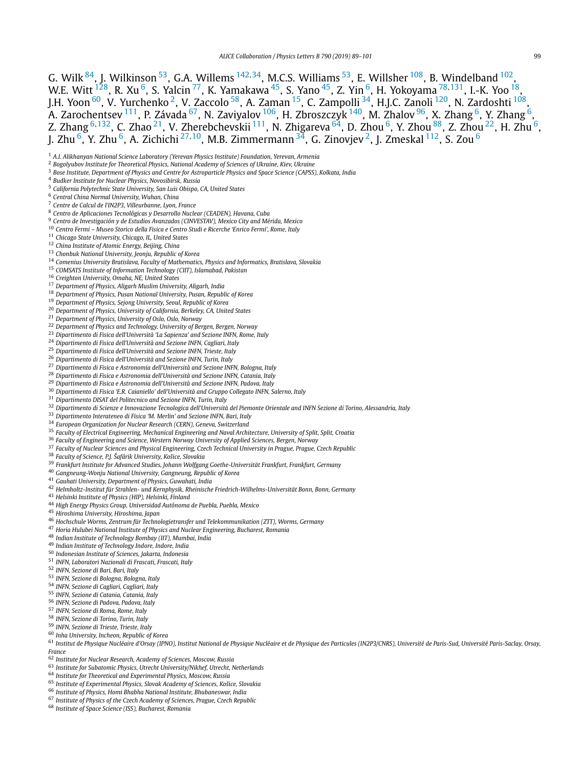G. Wilk [84], J. Wilkinson [53], G.A. Willems [142,34], M.C.S. Williams [53], E. Willsher [108], B. Windelband [102], W.E. Witt [128], R. Xu [6], S. Yalcin [77], K. Yamakawa [45], S. Yano [45], Z. Yin [6], H. Yokoyama [78,131], I.-K. Yoo [18], J.H. Yoon [60], V. Yurchenko [2], V. Zaccolo [58], A. Zaman [15], C. Zampolli [34], H.J.C. Zanoli [120], N. Zardoshti [108], A. Zarochentsev [111], P. Závada [67], N. Zaviyalov [106], H. Zbroszczyk [140], M. Zhalov [96], X. Zhang [6], Y. Zhang [6], Z. Zhang [6,132], C. Zhao [21], V. Zherebchevskii [111], N. Zhigareva [64], D. Zhou [6], Y. Zhou [88], Z. Zhou [22], H. Zhu [6], J. Zhu [6], Y. Zhu [6], A. Zichichi [27,10], M.B. Zimmermann [34], G. Zinovjev [2], J. Zmeskal [112], S. Zou [6]

[1] *A.I. Alikhanyan National Science Laboratory (Yerevan Physics Institute) Foundation, Yerevan, Armenia*
[2] *Bogolyubov Institute for Theoretical Physics, National Academy of Sciences of Ukraine, Kiev, Ukraine*
[3] *Bose Institute, Department of Physics and Centre for Astroparticle Physics and Space Science (CAPSS), Kolkata, India*
[4] *Budker Institute for Nuclear Physics, Novosibirsk, Russia*
[5] *California Polytechnic State University, San Luis Obispo, CA, United States*
[6] *Central China Normal University, Wuhan, China*
[7] *Centre de Calcul de l'IN2P3, Villeurbanne, Lyon, France*
[8] *Centro de Aplicaciones Tecnológicas y Desarrollo Nuclear (CEADEN), Havana, Cuba*
[9] *Centro de Investigación y de Estudios Avanzados (CINVESTAV), Mexico City and Mérida, Mexico*
[10] *Centro Fermi – Museo Storico della Fisica e Centro Studi e Ricerche 'Enrico Fermi', Rome, Italy*
[11] *Chicago State University, Chicago, IL, United States*
[12] *China Institute of Atomic Energy, Beijing, China*
[13] *Chonbuk National University, Jeonju, Republic of Korea*
[14] *Comenius University Bratislava, Faculty of Mathematics, Physics and Informatics, Bratislava, Slovakia*
[15] *COMSATS Institute of Information Technology (CIIT), Islamabad, Pakistan*
[16] *Creighton University, Omaha, NE, United States*
[17] *Department of Physics, Aligarh Muslim University, Aligarh, India*
[18] *Department of Physics, Pusan National University, Pusan, Republic of Korea*
[19] *Department of Physics, Sejong University, Seoul, Republic of Korea*
[20] *Department of Physics, University of California, Berkeley, CA, United States*
[21] *Department of Physics, University of Oslo, Oslo, Norway*
[22] *Department of Physics and Technology, University of Bergen, Bergen, Norway*
[23] *Dipartimento di Fisica dell'Università 'La Sapienza' and Sezione INFN, Rome, Italy*
[24] *Dipartimento di Fisica dell'Università and Sezione INFN, Cagliari, Italy*
[25] *Dipartimento di Fisica dell'Università and Sezione INFN, Trieste, Italy*
[26] *Dipartimento di Fisica dell'Università and Sezione INFN, Turin, Italy*
[27] *Dipartimento di Fisica e Astronomia dell'Università and Sezione INFN, Bologna, Italy*
[28] *Dipartimento di Fisica e Astronomia dell'Università and Sezione INFN, Catania, Italy*
[29] *Dipartimento di Fisica e Astronomia dell'Università and Sezione INFN, Padova, Italy*
[30] *Dipartimento di Fisica 'E.R. Caianiello' dell'Università and Gruppo Collegato INFN, Salerno, Italy*
[31] *Dipartimento DISAT del Politecnico and Sezione INFN, Turin, Italy*
[32] *Dipartimento di Scienze e Innovazione Tecnologica dell'Università del Piemonte Orientale and INFN Sezione di Torino, Alessandria, Italy*
[33] *Dipartimento Interateneo di Fisica 'M. Merlin' and Sezione INFN, Bari, Italy*
[34] *European Organization for Nuclear Research (CERN), Geneva, Switzerland*
[35] *Faculty of Electrical Engineering, Mechanical Engineering and Naval Architecture, University of Split, Split, Croatia*
[36] *Faculty of Engineering and Science, Western Norway University of Applied Sciences, Bergen, Norway*
[37] *Faculty of Nuclear Sciences and Physical Engineering, Czech Technical University in Prague, Prague, Czech Republic*
[38] *Faculty of Science, P.J. Šafárik University, Košice, Slovakia*
[39] *Frankfurt Institute for Advanced Studies, Johann Wolfgang Goethe-Universität Frankfurt, Frankfurt, Germany*
[40] *Gangneung-Wonju National University, Gangneung, Republic of Korea*
[41] *Gauhati University, Department of Physics, Guwahati, India*
[42] *Helmholtz-Institut für Strahlen- und Kernphysik, Rheinische Friedrich-Wilhelms-Universität Bonn, Bonn, Germany*
[43] *Helsinki Institute of Physics (HIP), Helsinki, Finland*
[44] *High Energy Physics Group, Universidad Autónoma de Puebla, Puebla, Mexico*
[45] *Hiroshima University, Hiroshima, Japan*
[46] *Hochschule Worms, Zentrum für Technologietransfer und Telekommunikation (ZTT), Worms, Germany*
[47] *Horia Hulubei National Institute of Physics and Nuclear Engineering, Bucharest, Romania*
[48] *Indian Institute of Technology Bombay (IIT), Mumbai, India*
[49] *Indian Institute of Technology Indore, Indore, India*
[50] *Indonesian Institute of Sciences, Jakarta, Indonesia*
[51] *INFN, Laboratori Nazionali di Frascati, Frascati, Italy*
[52] *INFN, Sezione di Bari, Bari, Italy*
[53] *INFN, Sezione di Bologna, Bologna, Italy*
[54] *INFN, Sezione di Cagliari, Cagliari, Italy*
[55] *INFN, Sezione di Catania, Catania, Italy*
[56] *INFN, Sezione di Padova, Padova, Italy*
[57] *INFN, Sezione di Roma, Rome, Italy*
[58] *INFN, Sezione di Torino, Turin, Italy*
[59] *INFN, Sezione di Trieste, Trieste, Italy*
[60] *Inha University, Incheon, Republic of Korea*
[61] *Institut de Physique Nucléaire d'Orsay (IPNO), Institut National de Physique Nucléaire et de Physique des Particules (IN2P3/CNRS), Université de Paris-Sud, Université Paris-Saclay, Orsay, France*
[62] *Institute for Nuclear Research, Academy of Sciences, Moscow, Russia*
[63] *Institute for Subatomic Physics, Utrecht University/Nikhef, Utrecht, Netherlands*
[64] *Institute for Theoretical and Experimental Physics, Moscow, Russia*
[65] *Institute of Experimental Physics, Slovak Academy of Sciences, Košice, Slovakia*
[66] *Institute of Physics, Homi Bhabha National Institute, Bhubaneswar, India*
[67] *Institute of Physics of the Czech Academy of Sciences, Prague, Czech Republic*
[68] *Institute of Space Science (ISS), Bucharest, Romania*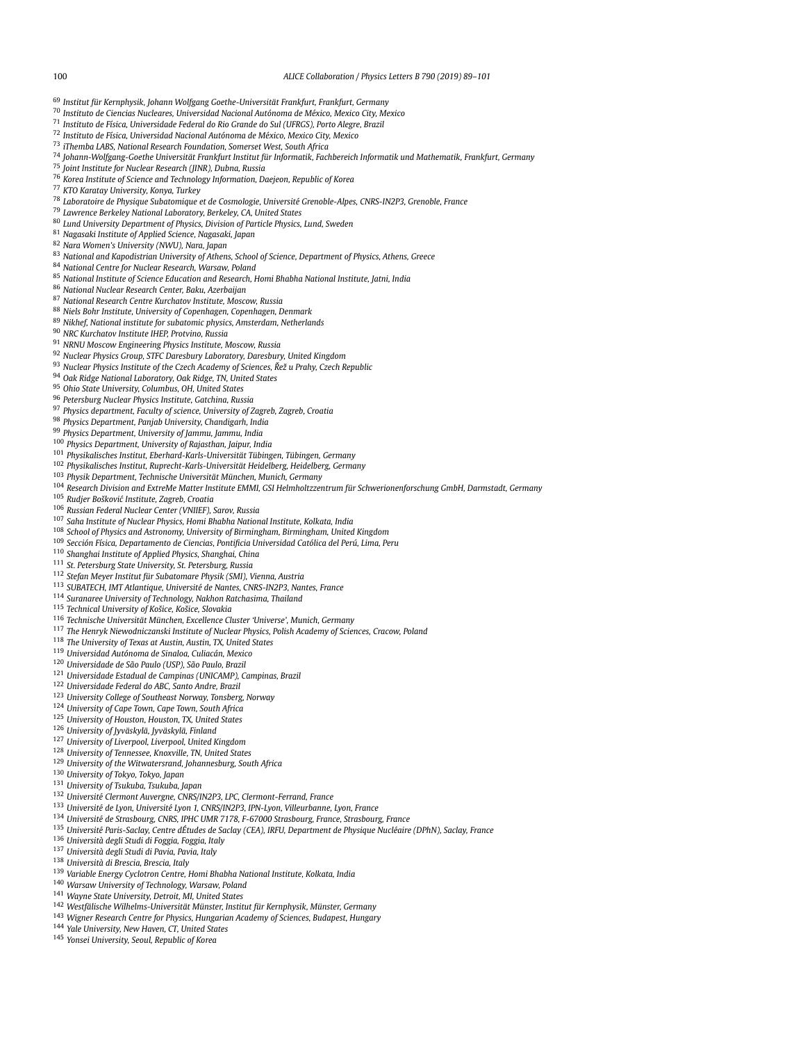[69] Institut für Kernphysik, Johann Wolfgang Goethe-Universität Frankfurt, Frankfurt, Germany
[70] Instituto de Ciencias Nucleares, Universidad Nacional Autónoma de México, Mexico City, Mexico
[71] Instituto de Física, Universidade Federal do Rio Grande do Sul (UFRGS), Porto Alegre, Brazil
[72] Instituto de Física, Universidad Nacional Autónoma de México, Mexico City, Mexico
[73] iThemba LABS, National Research Foundation, Somerset West, South Africa
[74] Johann-Wolfgang-Goethe Universität Frankfurt Institut für Informatik, Fachbereich Informatik und Mathematik, Frankfurt, Germany
[75] Joint Institute for Nuclear Research (JINR), Dubna, Russia
[76] Korea Institute of Science and Technology Information, Daejeon, Republic of Korea
[77] KTO Karatay University, Konya, Turkey
[78] Laboratoire de Physique Subatomique et de Cosmologie, Université Grenoble-Alpes, CNRS-IN2P3, Grenoble, France
[79] Lawrence Berkeley National Laboratory, Berkeley, CA, United States
[80] Lund University Department of Physics, Division of Particle Physics, Lund, Sweden
[81] Nagasaki Institute of Applied Science, Nagasaki, Japan
[82] Nara Women's University (NWU), Nara, Japan
[83] National and Kapodistrian University of Athens, School of Science, Department of Physics, Athens, Greece
[84] National Centre for Nuclear Research, Warsaw, Poland
[85] National Institute of Science Education and Research, Homi Bhabha National Institute, Jatni, India
[86] National Nuclear Research Center, Baku, Azerbaijan
[87] National Research Centre Kurchatov Institute, Moscow, Russia
[88] Niels Bohr Institute, University of Copenhagen, Copenhagen, Denmark
[89] Nikhef, National institute for subatomic physics, Amsterdam, Netherlands
[90] NRC Kurchatov Institute IHEP, Protvino, Russia
[91] NRNU Moscow Engineering Physics Institute, Moscow, Russia
[92] Nuclear Physics Group, STFC Daresbury Laboratory, Daresbury, United Kingdom
[93] Nuclear Physics Institute of the Czech Academy of Sciences, Řež u Prahy, Czech Republic
[94] Oak Ridge National Laboratory, Oak Ridge, TN, United States
[95] Ohio State University, Columbus, OH, United States
[96] Petersburg Nuclear Physics Institute, Gatchina, Russia
[97] Physics department, Faculty of science, University of Zagreb, Zagreb, Croatia
[98] Physics Department, Panjab University, Chandigarh, India
[99] Physics Department, University of Jammu, Jammu, India
[100] Physics Department, University of Rajasthan, Jaipur, India
[101] Physikalisches Institut, Eberhard-Karls-Universität Tübingen, Tübingen, Germany
[102] Physikalisches Institut, Ruprecht-Karls-Universität Heidelberg, Heidelberg, Germany
[103] Physik Department, Technische Universität München, Munich, Germany
[104] Research Division and ExtreMe Matter Institute EMMI, GSI Helmholtzzentrum für Schwerionenforschung GmbH, Darmstadt, Germany
[105] Rudjer Bošković Institute, Zagreb, Croatia
[106] Russian Federal Nuclear Center (VNIIEF), Sarov, Russia
[107] Saha Institute of Nuclear Physics, Homi Bhabha National Institute, Kolkata, India
[108] School of Physics and Astronomy, University of Birmingham, Birmingham, United Kingdom
[109] Sección Física, Departamento de Ciencias, Pontificia Universidad Católica del Perú, Lima, Peru
[110] Shanghai Institute of Applied Physics, Shanghai, China
[111] St. Petersburg State University, St. Petersburg, Russia
[112] Stefan Meyer Institut für Subatomare Physik (SMI), Vienna, Austria
[113] SUBATECH, IMT Atlantique, Université de Nantes, CNRS-IN2P3, Nantes, France
[114] Suranaree University of Technology, Nakhon Ratchasima, Thailand
[115] Technical University of Košice, Košice, Slovakia
[116] Technische Universität München, Excellence Cluster 'Universe', Munich, Germany
[117] The Henryk Niewodniczanski Institute of Nuclear Physics, Polish Academy of Sciences, Cracow, Poland
[118] The University of Texas at Austin, Austin, TX, United States
[119] Universidad Autónoma de Sinaloa, Culiacán, Mexico
[120] Universidade de São Paulo (USP), São Paulo, Brazil
[121] Universidade Estadual de Campinas (UNICAMP), Campinas, Brazil
[122] Universidade Federal do ABC, Santo Andre, Brazil
[123] University College of Southeast Norway, Tonsberg, Norway
[124] University of Cape Town, Cape Town, South Africa
[125] University of Houston, Houston, TX, United States
[126] University of Jyväskylä, Jyväskylä, Finland
[127] University of Liverpool, Liverpool, United Kingdom
[128] University of Tennessee, Knoxville, TN, United States
[129] University of the Witwatersrand, Johannesburg, South Africa
[130] University of Tokyo, Tokyo, Japan
[131] University of Tsukuba, Tsukuba, Japan
[132] Université Clermont Auvergne, CNRS/IN2P3, LPC, Clermont-Ferrand, France
[133] Université de Lyon, Université Lyon 1, CNRS/IN2P3, IPN-Lyon, Villeurbanne, Lyon, France
[134] Université de Strasbourg, CNRS, IPHC UMR 7178, F-67000 Strasbourg, France, Strasbourg, France
[135] Université Paris-Saclay, Centre dÉtudes de Saclay (CEA), IRFU, Department de Physique Nucléaire (DPhN), Saclay, France
[136] Università degli Studi di Foggia, Foggia, Italy
[137] Università degli Studi di Pavia, Pavia, Italy
[138] Università di Brescia, Brescia, Italy
[139] Variable Energy Cyclotron Centre, Homi Bhabha National Institute, Kolkata, India
[140] Warsaw University of Technology, Warsaw, Poland
[141] Wayne State University, Detroit, MI, United States
[142] Westfälische Wilhelms-Universität Münster, Institut für Kernphysik, Münster, Germany
[143] Wigner Research Centre for Physics, Hungarian Academy of Sciences, Budapest, Hungary
[144] Yale University, New Haven, CT, United States
[145] Yonsei University, Seoul, Republic of Korea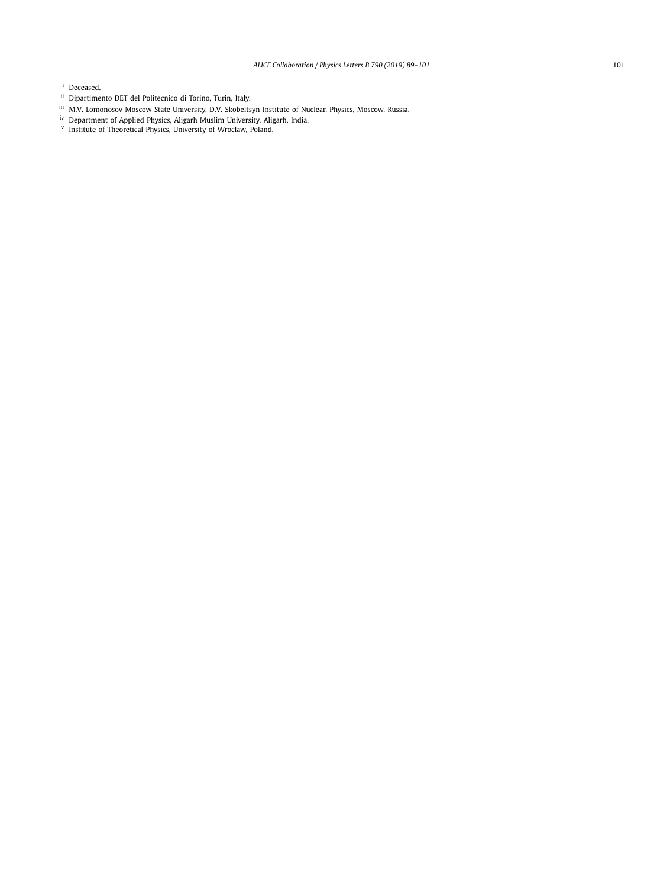[i] Deceased.

[ii] Dipartimento DET del Politecnico di Torino, Turin, Italy.

[iii] M.V. Lomonosov Moscow State University, D.V. Skobeltsyn Institute of Nuclear, Physics, Moscow, Russia.

[iv] Department of Applied Physics, Aligarh Muslim University, Aligarh, India.

[v] Institute of Theoretical Physics, University of Wroclaw, Poland.